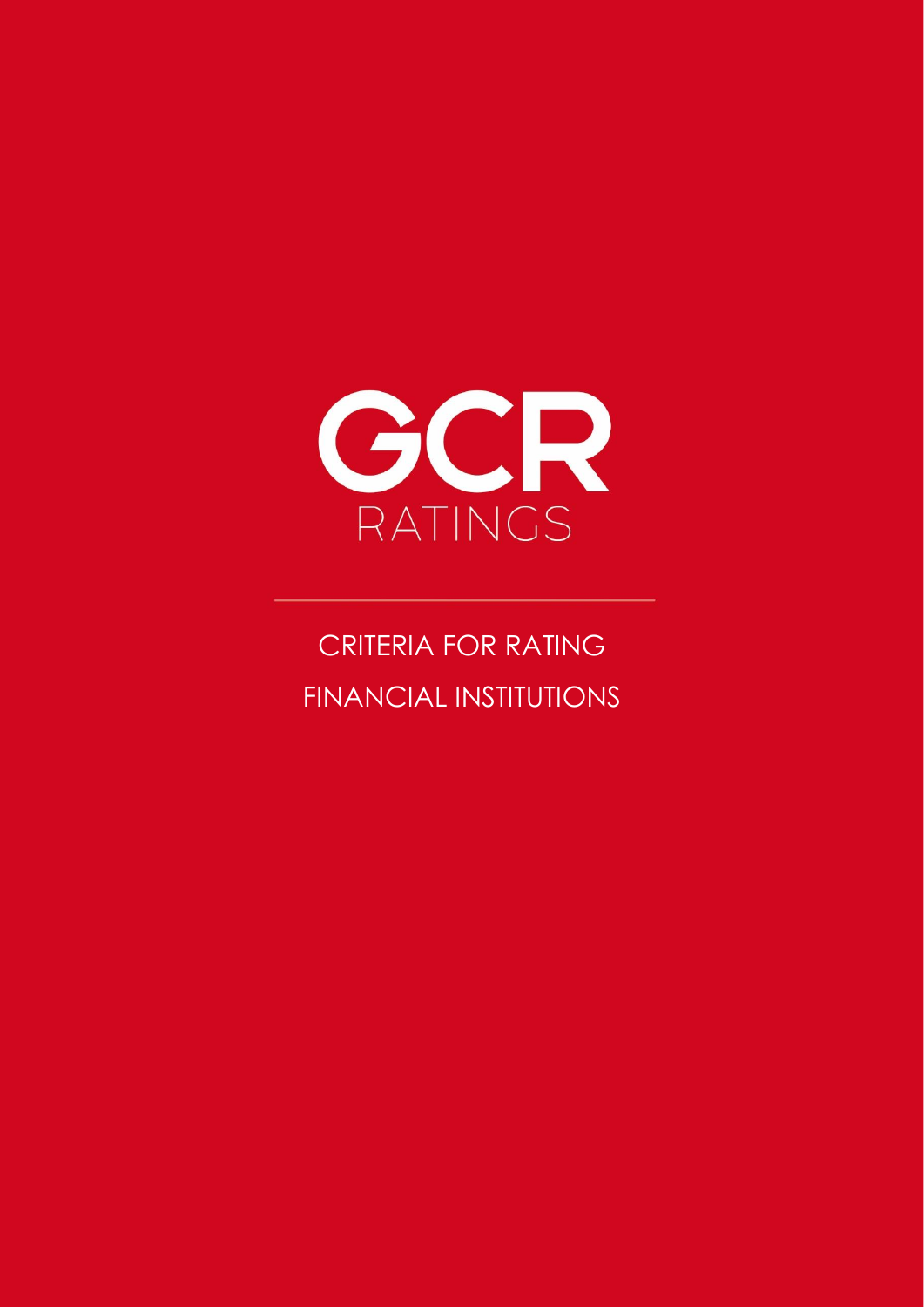GCR

RATINGS

# CRITERIA FOR RATING FINANCIAL INSTITUTIONS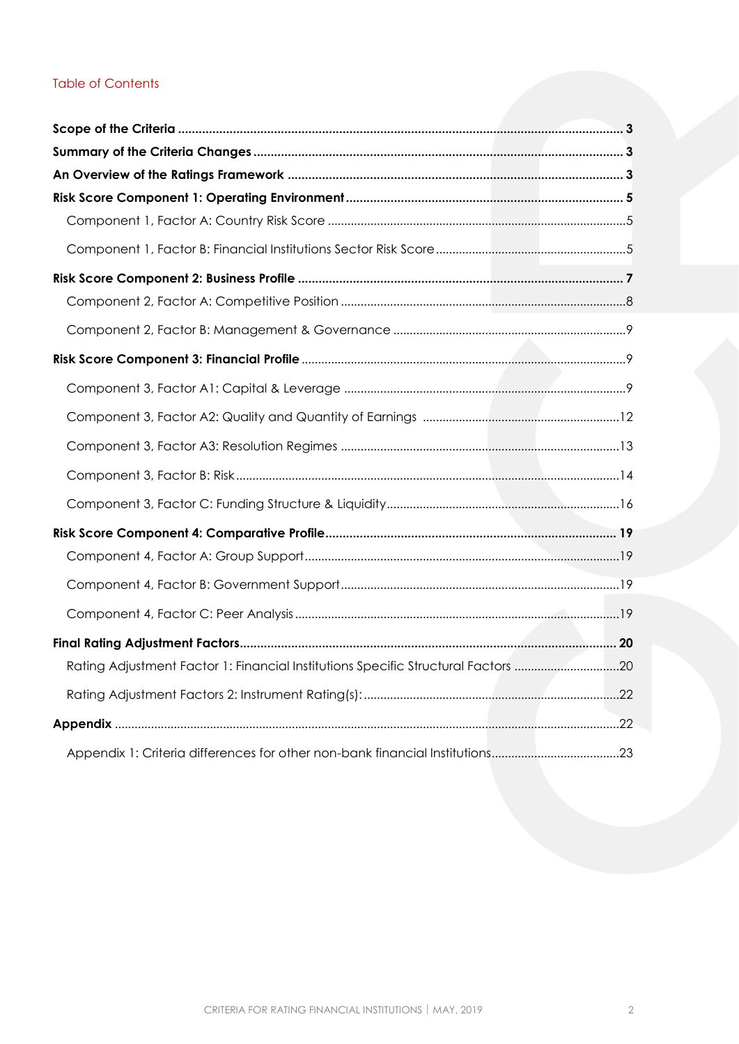## Table of Contents

**Scope of the Criteria** ............ **3**

**Summary of the Criteria Changes** ............ **3**

**An Overview of the Ratings Framework** ............ **3**

**Risk Score Component 1: Operating Environment** ............ **5**

- Component 1, Factor A: Country Risk Score ............ 5
- Component 1, Factor B: Financial Institutions Sector Risk Score ............ 5

**Risk Score Component 2: Business Profile** ............ **7**

- Component 2, Factor A: Competitive Position ............ 8
- Component 2, Factor B: Management & Governance ............ 9

**Risk Score Component 3: Financial Profile** ............ 9

- Component 3, Factor A1: Capital & Leverage ............ 9
- Component 3, Factor A2: Quality and Quantity of Earnings ............ 12
- Component 3, Factor A3: Resolution Regimes ............ 13
- Component 3, Factor B: Risk ............ 14
- Component 3, Factor C: Funding Structure & Liquidity ............ 16

**Risk Score Component 4: Comparative Profile** ............ **19**

- Component 4, Factor A: Group Support ............ 19
- Component 4, Factor B: Government Support ............ 19
- Component 4, Factor C: Peer Analysis ............ 19

**Final Rating Adjustment Factors** ............ **20**

- Rating Adjustment Factor 1: Financial Institutions Specific Structural Factors ............ 20
- Rating Adjustment Factors 2: Instrument Rating(s): ............ 22

**Appendix** ............ 22

- Appendix 1: Criteria differences for other non-bank financial Institutions ............ 23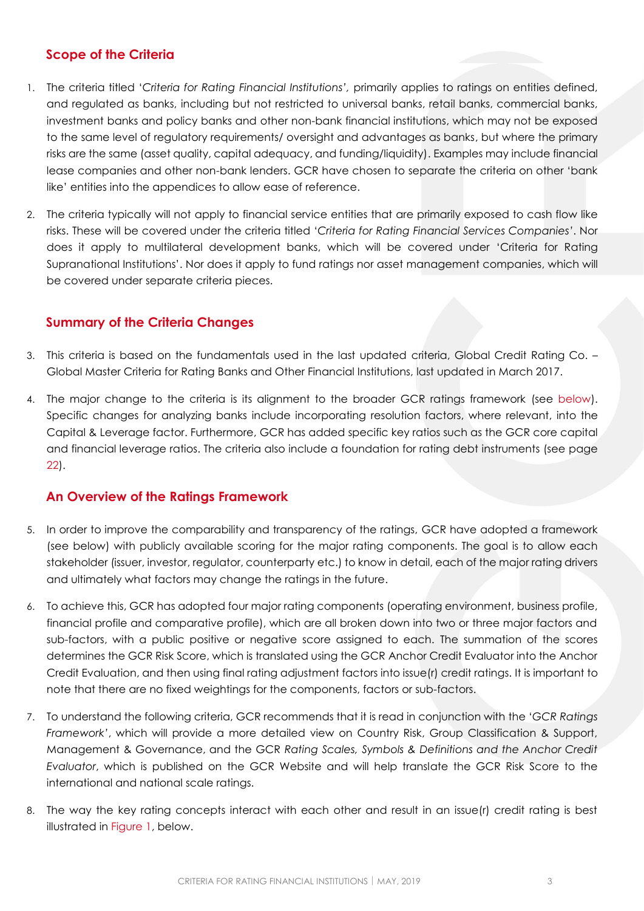## Scope of the Criteria

1. The criteria titled '*Criteria for Rating Financial Institutions*', primarily applies to ratings on entities defined, and regulated as banks, including but not restricted to universal banks, retail banks, commercial banks, investment banks and policy banks and other non-bank financial institutions, which may not be exposed to the same level of regulatory requirements/ oversight and advantages as banks, but where the primary risks are the same (asset quality, capital adequacy, and funding/liquidity). Examples may include financial lease companies and other non-bank lenders. GCR have chosen to separate the criteria on other 'bank like' entities into the appendices to allow ease of reference.
2. The criteria typically will not apply to financial service entities that are primarily exposed to cash flow like risks. These will be covered under the criteria titled '*Criteria for Rating Financial Services Companies*'. Nor does it apply to multilateral development banks, which will be covered under 'Criteria for Rating Supranational Institutions'. Nor does it apply to fund ratings nor asset management companies, which will be covered under separate criteria pieces.

## Summary of the Criteria Changes

3. This criteria is based on the fundamentals used in the last updated criteria, Global Credit Rating Co. – Global Master Criteria for Rating Banks and Other Financial Institutions, last updated in March 2017.
4. The major change to the criteria is its alignment to the broader GCR ratings framework (see below). Specific changes for analyzing banks include incorporating resolution factors, where relevant, into the Capital & Leverage factor. Furthermore, GCR has added specific key ratios such as the GCR core capital and financial leverage ratios. The criteria also include a foundation for rating debt instruments (see page 22).

## An Overview of the Ratings Framework

5. In order to improve the comparability and transparency of the ratings, GCR have adopted a framework (see below) with publicly available scoring for the major rating components. The goal is to allow each stakeholder (issuer, investor, regulator, counterparty etc.) to know in detail, each of the major rating drivers and ultimately what factors may change the ratings in the future.
6. To achieve this, GCR has adopted four major rating components (operating environment, business profile, financial profile and comparative profile), which are all broken down into two or three major factors and sub-factors, with a public positive or negative score assigned to each. The summation of the scores determines the GCR Risk Score, which is translated using the GCR Anchor Credit Evaluator into the Anchor Credit Evaluation, and then using final rating adjustment factors into issue(r) credit ratings. It is important to note that there are no fixed weightings for the components, factors or sub-factors.
7. To understand the following criteria, GCR recommends that it is read in conjunction with the '*GCR Ratings Framework*', which will provide a more detailed view on Country Risk, Group Classification & Support, Management & Governance, and the GCR *Rating Scales, Symbols & Definitions and the Anchor Credit Evaluator*, which is published on the GCR Website and will help translate the GCR Risk Score to the international and national scale ratings.
8. The way the key rating concepts interact with each other and result in an issue(r) credit rating is best illustrated in Figure 1, below.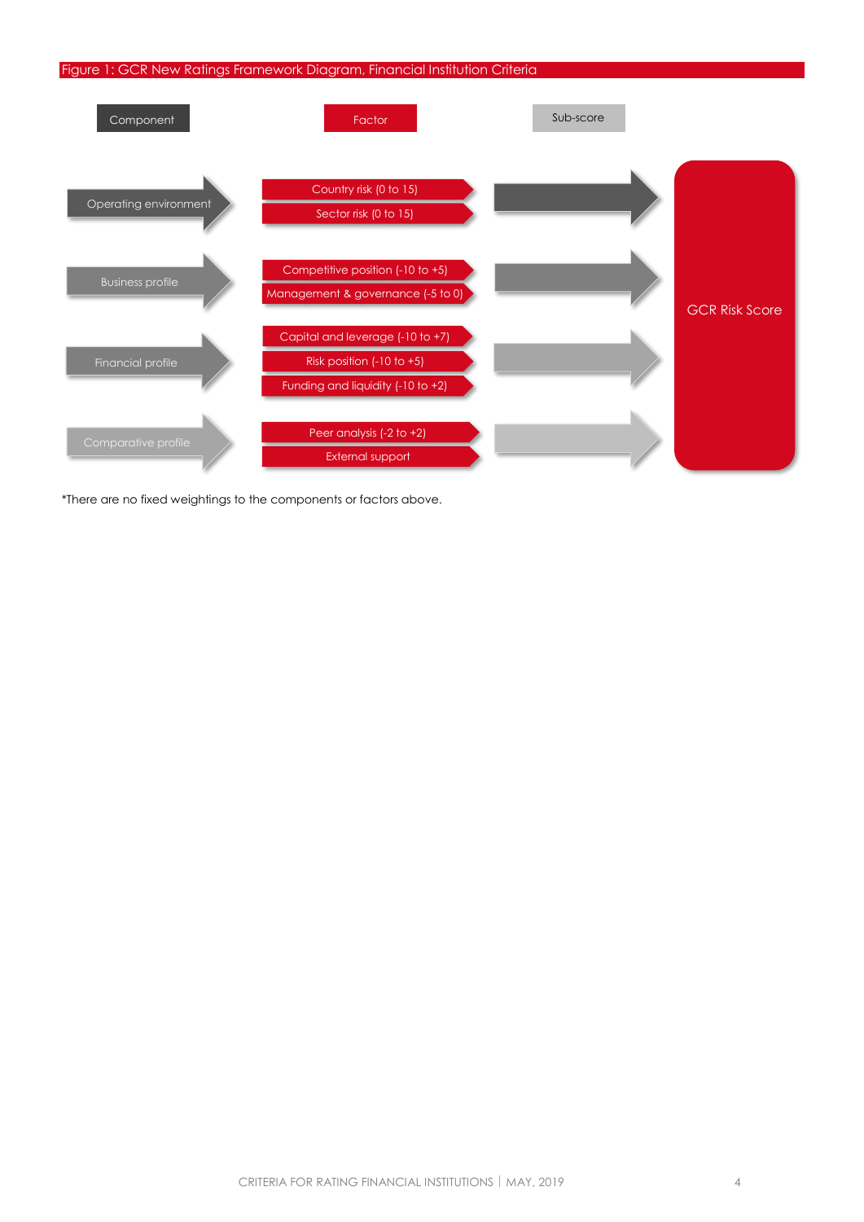Figure 1: GCR New Ratings Framework Diagram, Financial Institution Criteria

| Component | Factor | Sub-score | |
|---|---|---|---|
| Operating environment | Country risk (0 to 15) | → | GCR Risk Score |
| | Sector risk (0 to 15) | | |
| Business profile | Competitive position (-10 to +5) | → | |
| | Management & governance (-5 to 0) | | |
| Financial profile | Capital and leverage (-10 to +7) | → | |
| | Risk position (-10 to +5) | | |
| | Funding and liquidity (-10 to +2) | | |
| Comparative profile | Peer analysis (-2 to +2) | → | |
| | External support | | |

*There are no fixed weightings to the components or factors above.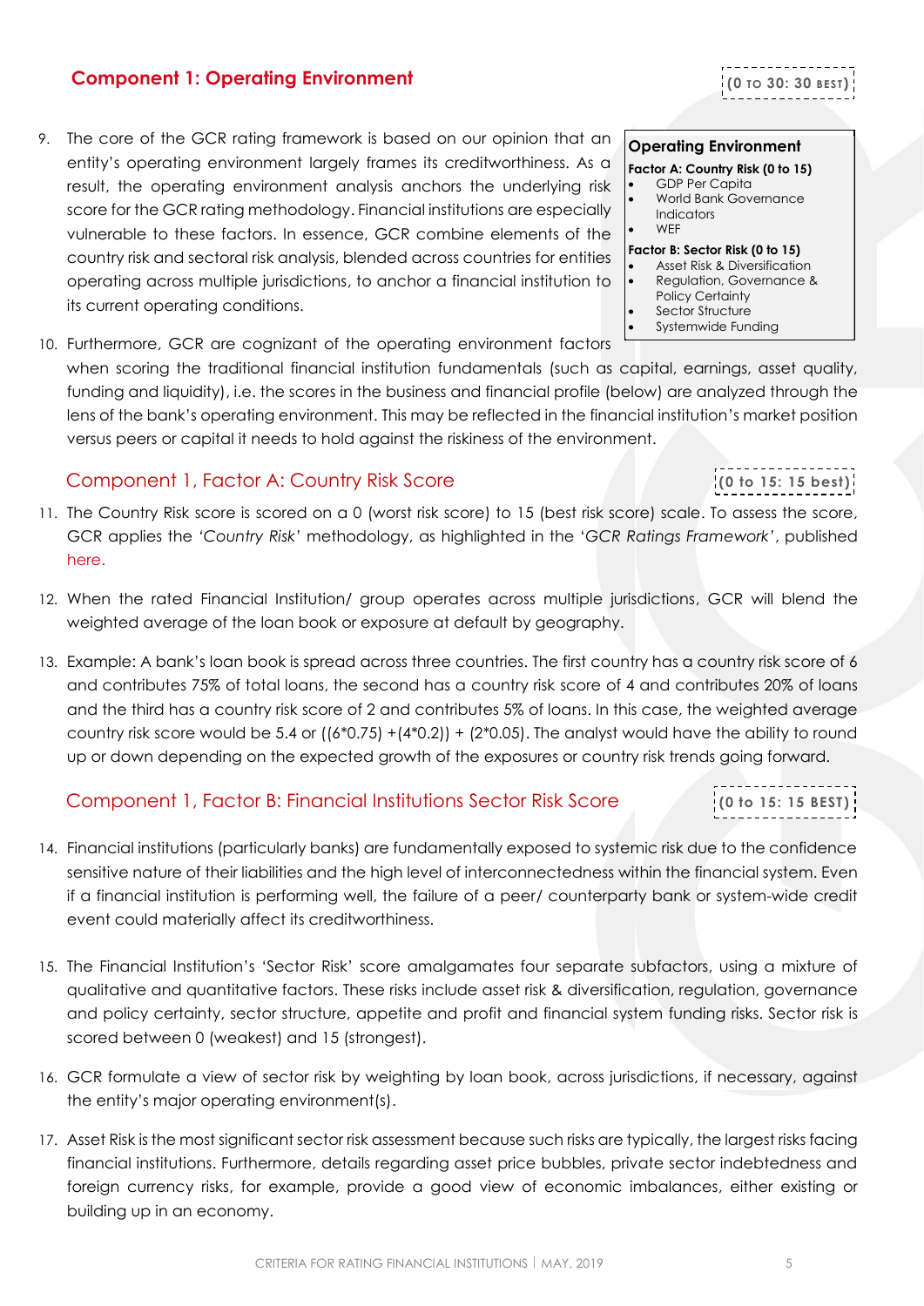## Component 1: Operating Environment

**(0 to 30: 30 best)**

9. The core of the GCR rating framework is based on our opinion that an entity's operating environment largely frames its creditworthiness. As a result, the operating environment analysis anchors the underlying risk score for the GCR rating methodology. Financial institutions are especially vulnerable to these factors. In essence, GCR combine elements of the country risk and sectoral risk analysis, blended across countries for entities operating across multiple jurisdictions, to anchor a financial institution to its current operating conditions.

> **Operating Environment**
>
> **Factor A: Country Risk (0 to 15)**
> - GDP Per Capita
> - World Bank Governance Indicators
> - WEF
>
> **Factor B: Sector Risk (0 to 15)**
> - Asset Risk & Diversification
> - Regulation, Governance & Policy Certainty
> - Sector Structure
> - Systemwide Funding

10. Furthermore, GCR are cognizant of the operating environment factors when scoring the traditional financial institution fundamentals (such as capital, earnings, asset quality, funding and liquidity), i.e. the scores in the business and financial profile (below) are analyzed through the lens of the bank's operating environment. This may be reflected in the financial institution's market position versus peers or capital it needs to hold against the riskiness of the environment.

### Component 1, Factor A: Country Risk Score

**(0 to 15: 15 best)**

11. The Country Risk score is scored on a 0 (worst risk score) to 15 (best risk score) scale. To assess the score, GCR applies the *'Country Risk'* methodology, as highlighted in the '*GCR Ratings Framework*', published here.

12. When the rated Financial Institution/ group operates across multiple jurisdictions, GCR will blend the weighted average of the loan book or exposure at default by geography.

13. Example: A bank's loan book is spread across three countries. The first country has a country risk score of 6 and contributes 75% of total loans, the second has a country risk score of 4 and contributes 20% of loans and the third has a country risk score of 2 and contributes 5% of loans. In this case, the weighted average country risk score would be 5.4 or ((6*0.75) +(4*0.2)) + (2*0.05). The analyst would have the ability to round up or down depending on the expected growth of the exposures or country risk trends going forward.

### Component 1, Factor B: Financial Institutions Sector Risk Score

**(0 to 15: 15 best)**

14. Financial institutions (particularly banks) are fundamentally exposed to systemic risk due to the confidence sensitive nature of their liabilities and the high level of interconnectedness within the financial system. Even if a financial institution is performing well, the failure of a peer/ counterparty bank or system-wide credit event could materially affect its creditworthiness.

15. The Financial Institution's 'Sector Risk' score amalgamates four separate subfactors, using a mixture of qualitative and quantitative factors. These risks include asset risk & diversification, regulation, governance and policy certainty, sector structure, appetite and profit and financial system funding risks. Sector risk is scored between 0 (weakest) and 15 (strongest).

16. GCR formulate a view of sector risk by weighting by loan book, across jurisdictions, if necessary, against the entity's major operating environment(s).

17. Asset Risk is the most significant sector risk assessment because such risks are typically, the largest risks facing financial institutions. Furthermore, details regarding asset price bubbles, private sector indebtedness and foreign currency risks, for example, provide a good view of economic imbalances, either existing or building up in an economy.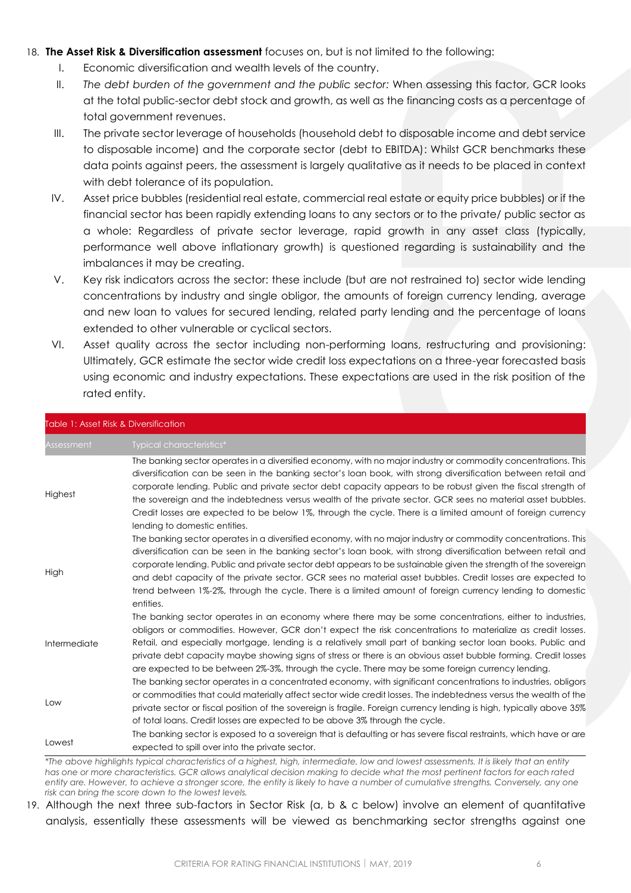18. **The Asset Risk & Diversification assessment** focuses on, but is not limited to the following:
    I. Economic diversification and wealth levels of the country.
    II. *The debt burden of the government and the public sector:* When assessing this factor, GCR looks at the total public-sector debt stock and growth, as well as the financing costs as a percentage of total government revenues.
    III. The private sector leverage of households (household debt to disposable income and debt service to disposable income) and the corporate sector (debt to EBITDA): Whilst GCR benchmarks these data points against peers, the assessment is largely qualitative as it needs to be placed in context with debt tolerance of its population.
    IV. Asset price bubbles (residential real estate, commercial real estate or equity price bubbles) or if the financial sector has been rapidly extending loans to any sectors or to the private/ public sector as a whole: Regardless of private sector leverage, rapid growth in any asset class (typically, performance well above inflationary growth) is questioned regarding is sustainability and the imbalances it may be creating.
    V. Key risk indicators across the sector: these include (but are not restrained to) sector wide lending concentrations by industry and single obligor, the amounts of foreign currency lending, average and new loan to values for secured lending, related party lending and the percentage of loans extended to other vulnerable or cyclical sectors.
    VI. Asset quality across the sector including non-performing loans, restructuring and provisioning: Ultimately, GCR estimate the sector wide credit loss expectations on a three-year forecasted basis using economic and industry expectations. These expectations are used in the risk position of the rated entity.

Table 1: Asset Risk & Diversification

| Assessment | Typical characteristics* |
|---|---|
| Highest | The banking sector operates in a diversified economy, with no major industry or commodity concentrations. This diversification can be seen in the banking sector's loan book, with strong diversification between retail and corporate lending. Public and private sector debt capacity appears to be robust given the fiscal strength of the sovereign and the indebtedness versus wealth of the private sector. GCR sees no material asset bubbles. Credit losses are expected to be below 1%, through the cycle. There is a limited amount of foreign currency lending to domestic entities. |
| High | The banking sector operates in a diversified economy, with no major industry or commodity concentrations. This diversification can be seen in the banking sector's loan book, with strong diversification between retail and corporate lending. Public and private sector debt appears to be sustainable given the strength of the sovereign and debt capacity of the private sector. GCR sees no material asset bubbles. Credit losses are expected to trend between 1%-2%, through the cycle. There is a limited amount of foreign currency lending to domestic entities. |
| Intermediate | The banking sector operates in an economy where there may be some concentrations, either to industries, obligors or commodities. However, GCR don't expect the risk concentrations to materialize as credit losses. Retail, and especially mortgage, lending is a relatively small part of banking sector loan books. Public and private debt capacity maybe showing signs of stress or there is an obvious asset bubble forming. Credit losses are expected to be between 2%-3%, through the cycle. There may be some foreign currency lending. |
| Low | The banking sector operates in a concentrated economy, with significant concentrations to industries, obligors or commodities that could materially affect sector wide credit losses. The indebtedness versus the wealth of the private sector or fiscal position of the sovereign is fragile. Foreign currency lending is high, typically above 35% of total loans. Credit losses are expected to be above 3% through the cycle. |
| Lowest | The banking sector is exposed to a sovereign that is defaulting or has severe fiscal restraints, which have or are expected to spill over into the private sector. |

*\*The above highlights typical characteristics of a highest, high, intermediate, low and lowest assessments. It is likely that an entity has one or more characteristics. GCR allows analytical decision making to decide what the most pertinent factors for each rated entity are. However, to achieve a stronger score, the entity is likely to have a number of cumulative strengths. Conversely, any one risk can bring the score down to the lowest levels.*

19. Although the next three sub-factors in Sector Risk (a, b & c below) involve an element of quantitative analysis, essentially these assessments will be viewed as benchmarking sector strengths against one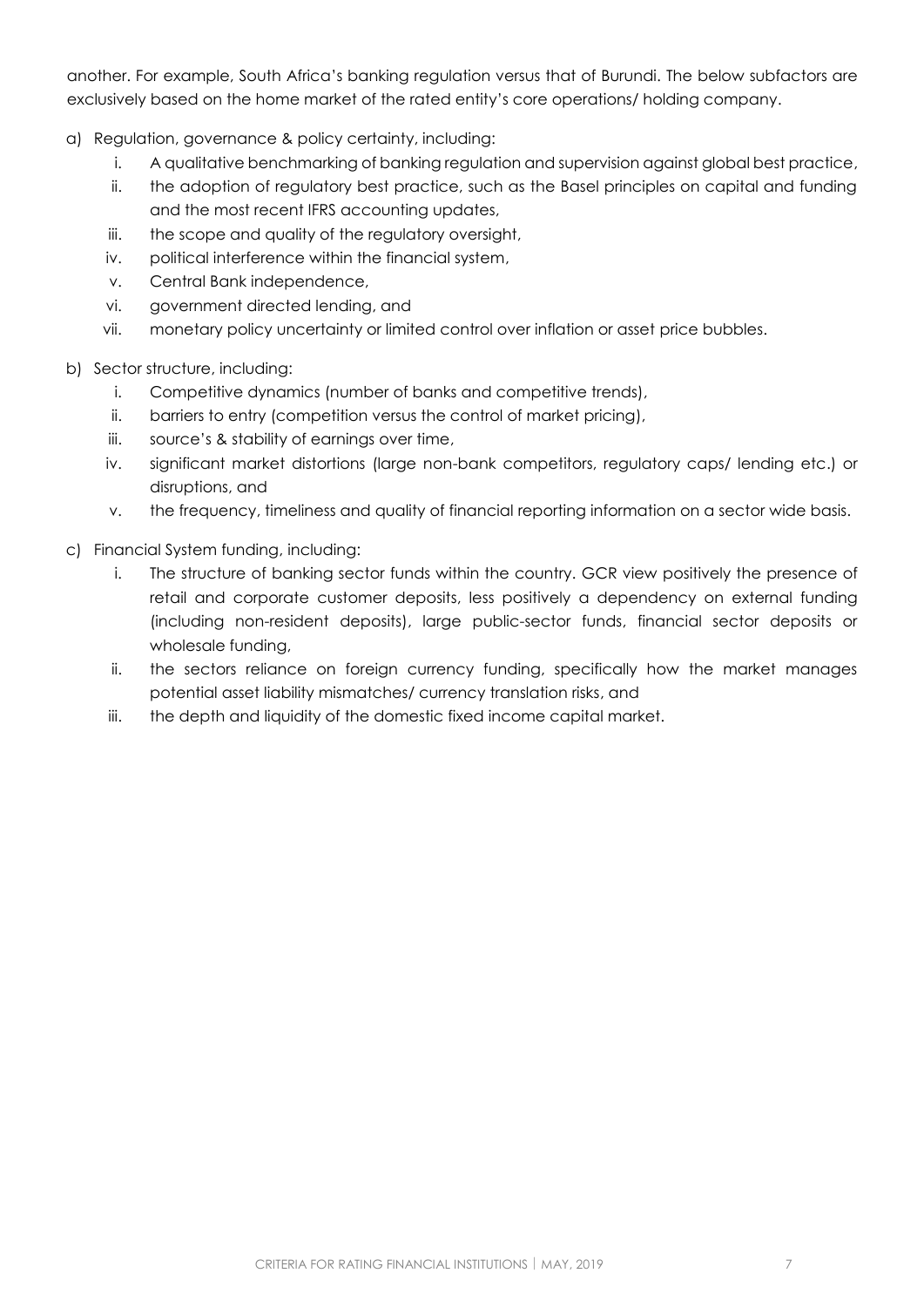another. For example, South Africa's banking regulation versus that of Burundi. The below subfactors are exclusively based on the home market of the rated entity's core operations/ holding company.

a) Regulation, governance & policy certainty, including:
   i. A qualitative benchmarking of banking regulation and supervision against global best practice,
   ii. the adoption of regulatory best practice, such as the Basel principles on capital and funding and the most recent IFRS accounting updates,
   iii. the scope and quality of the regulatory oversight,
   iv. political interference within the financial system,
   v. Central Bank independence,
   vi. government directed lending, and
   vii. monetary policy uncertainty or limited control over inflation or asset price bubbles.

b) Sector structure, including:
   i. Competitive dynamics (number of banks and competitive trends),
   ii. barriers to entry (competition versus the control of market pricing),
   iii. source's & stability of earnings over time,
   iv. significant market distortions (large non-bank competitors, regulatory caps/ lending etc.) or disruptions, and
   v. the frequency, timeliness and quality of financial reporting information on a sector wide basis.

c) Financial System funding, including:
   i. The structure of banking sector funds within the country. GCR view positively the presence of retail and corporate customer deposits, less positively a dependency on external funding (including non-resident deposits), large public-sector funds, financial sector deposits or wholesale funding,
   ii. the sectors reliance on foreign currency funding, specifically how the market manages potential asset liability mismatches/ currency translation risks, and
   iii. the depth and liquidity of the domestic fixed income capital market.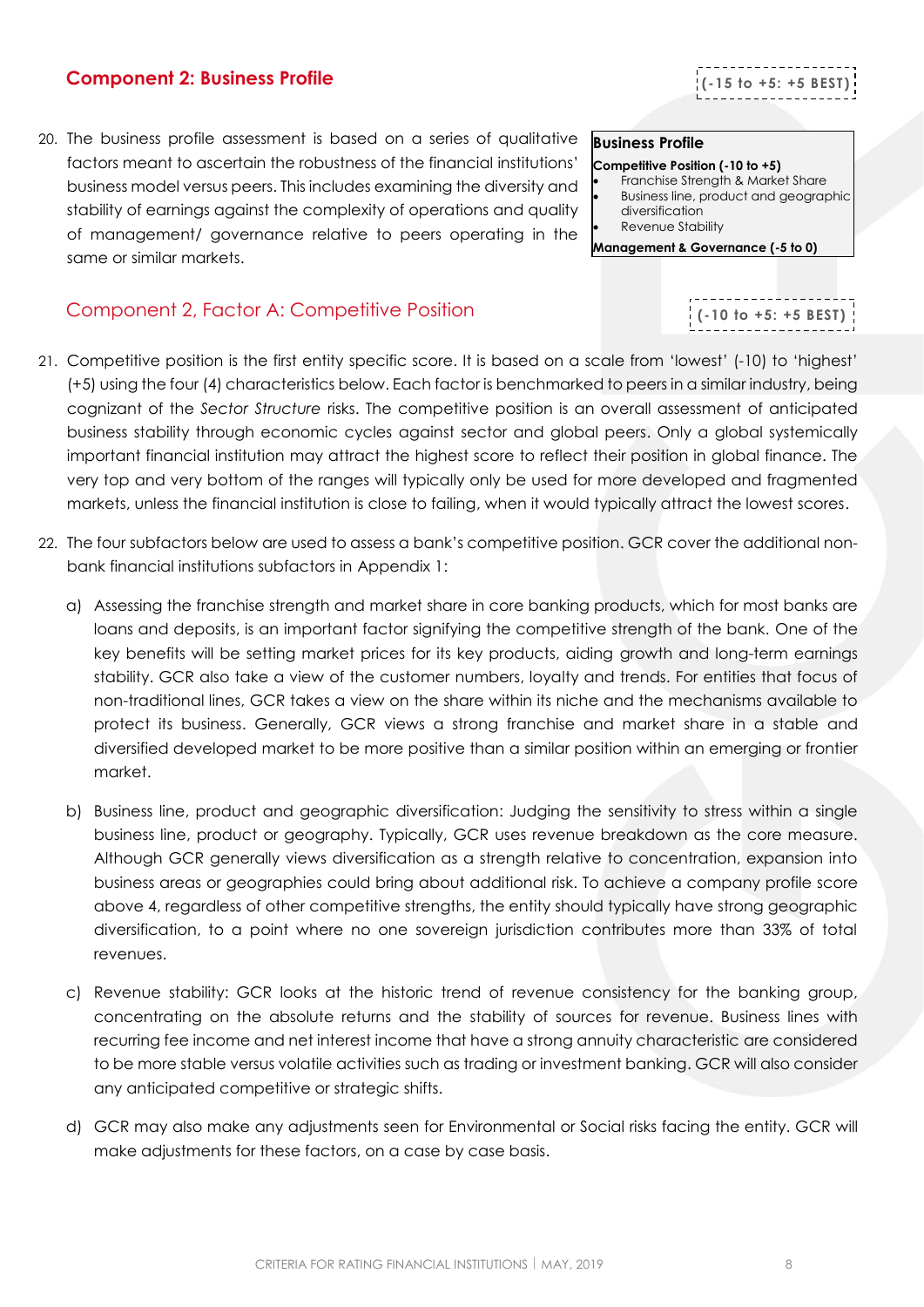## Component 2: Business Profile

**(-15 to +5: +5 BEST)**

20. The business profile assessment is based on a series of qualitative factors meant to ascertain the robustness of the financial institutions' business model versus peers. This includes examining the diversity and stability of earnings against the complexity of operations and quality of management/ governance relative to peers operating in the same or similar markets.

| **Business Profile** |
| --- |
| **Competitive Position (-10 to +5)** |
| • Franchise Strength & Market Share |
| • Business line, product and geographic diversification |
| • Revenue Stability |
| **Management & Governance (-5 to 0)** |

### Component 2, Factor A: Competitive Position

**(-10 to +5: +5 BEST)**

21. Competitive position is the first entity specific score. It is based on a scale from 'lowest' (-10) to 'highest' (+5) using the four (4) characteristics below. Each factor is benchmarked to peers in a similar industry, being cognizant of the *Sector Structure* risks. The competitive position is an overall assessment of anticipated business stability through economic cycles against sector and global peers. Only a global systemically important financial institution may attract the highest score to reflect their position in global finance. The very top and very bottom of the ranges will typically only be used for more developed and fragmented markets, unless the financial institution is close to failing, when it would typically attract the lowest scores.

22. The four subfactors below are used to assess a bank's competitive position. GCR cover the additional non-bank financial institutions subfactors in Appendix 1:

    a) Assessing the franchise strength and market share in core banking products, which for most banks are loans and deposits, is an important factor signifying the competitive strength of the bank. One of the key benefits will be setting market prices for its key products, aiding growth and long-term earnings stability. GCR also take a view of the customer numbers, loyalty and trends. For entities that focus of non-traditional lines, GCR takes a view on the share within its niche and the mechanisms available to protect its business. Generally, GCR views a strong franchise and market share in a stable and diversified developed market to be more positive than a similar position within an emerging or frontier market.

    b) Business line, product and geographic diversification: Judging the sensitivity to stress within a single business line, product or geography. Typically, GCR uses revenue breakdown as the core measure. Although GCR generally views diversification as a strength relative to concentration, expansion into business areas or geographies could bring about additional risk. To achieve a company profile score above 4, regardless of other competitive strengths, the entity should typically have strong geographic diversification, to a point where no one sovereign jurisdiction contributes more than 33% of total revenues.

    c) Revenue stability: GCR looks at the historic trend of revenue consistency for the banking group, concentrating on the absolute returns and the stability of sources for revenue. Business lines with recurring fee income and net interest income that have a strong annuity characteristic are considered to be more stable versus volatile activities such as trading or investment banking. GCR will also consider any anticipated competitive or strategic shifts.

    d) GCR may also make any adjustments seen for Environmental or Social risks facing the entity. GCR will make adjustments for these factors, on a case by case basis.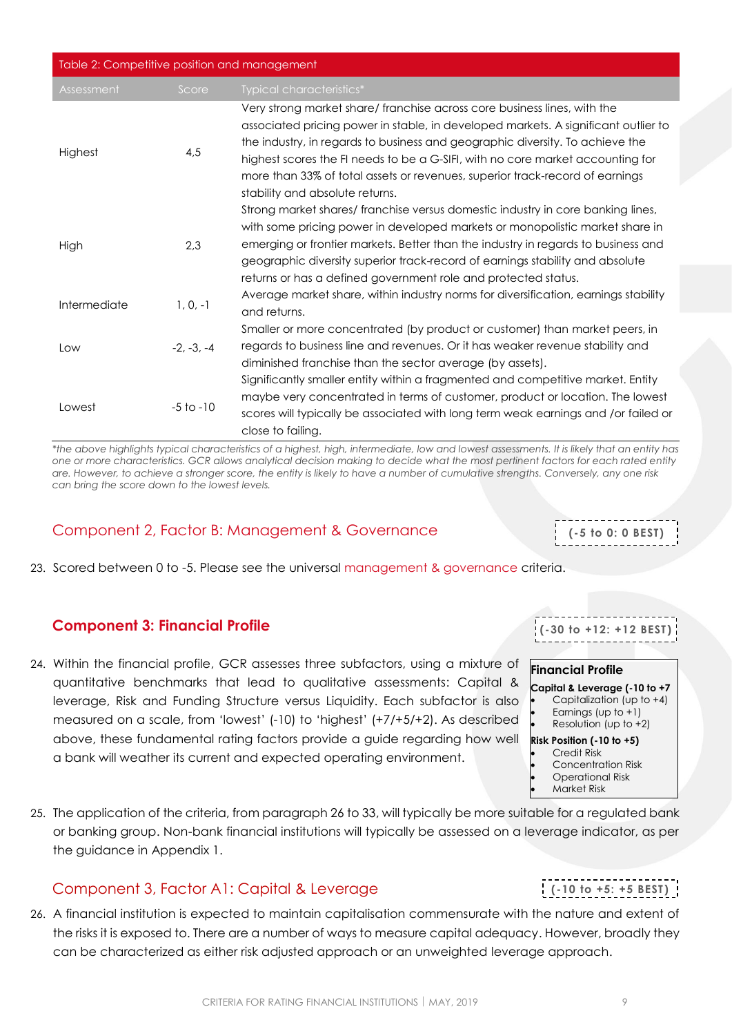Table 2: Competitive position and management

| Assessment | Score | Typical characteristics* |
|---|---|---|
| Highest | 4,5 | Very strong market share/ franchise across core business lines, with the associated pricing power in stable, in developed markets. A significant outlier to the industry, in regards to business and geographic diversity. To achieve the highest scores the FI needs to be a G-SIFI, with no core market accounting for more than 33% of total assets or revenues, superior track-record of earnings stability and absolute returns. |
| High | 2,3 | Strong market shares/ franchise versus domestic industry in core banking lines, with some pricing power in developed markets or monopolistic market share in emerging or frontier markets. Better than the industry in regards to business and geographic diversity superior track-record of earnings stability and absolute returns or has a defined government role and protected status. |
| Intermediate | 1, 0, -1 | Average market share, within industry norms for diversification, earnings stability and returns. |
| Low | -2, -3, -4 | Smaller or more concentrated (by product or customer) than market peers, in regards to business line and revenues. Or it has weaker revenue stability and diminished franchise than the sector average (by assets). |
| Lowest | -5 to -10 | Significantly smaller entity within a fragmented and competitive market. Entity maybe very concentrated in terms of customer, product or location. The lowest scores will typically be associated with long term weak earnings and /or failed or close to failing. |

*\*the above highlights typical characteristics of a highest, high, intermediate, low and lowest assessments. It is likely that an entity has one or more characteristics. GCR allows analytical decision making to decide what the most pertinent factors for each rated entity are. However, to achieve a stronger score, the entity is likely to have a number of cumulative strengths. Conversely, any one risk can bring the score down to the lowest levels.*

## Component 2, Factor B: Management & Governance

**(-5 to 0: 0 BEST)**

23. Scored between 0 to -5. Please see the universal management & governance criteria.

## Component 3: Financial Profile

**(-30 to +12: +12 BEST)**

24. Within the financial profile, GCR assesses three subfactors, using a mixture of quantitative benchmarks that lead to qualitative assessments: Capital & leverage, Risk and Funding Structure versus Liquidity. Each subfactor is also measured on a scale, from 'lowest' (-10) to 'highest' (+7/+5/+2). As described above, these fundamental rating factors provide a guide regarding how well a bank will weather its current and expected operating environment.

**Financial Profile**

**Capital & Leverage (-10 to +7**
- Capitalization (up to +4)
- Earnings (up to +1)
- Resolution (up to +2)

**Risk Position (-10 to +5)**
- Credit Risk
- Concentration Risk
- Operational Risk
- Market Risk

25. The application of the criteria, from paragraph 26 to 33, will typically be more suitable for a regulated bank or banking group. Non-bank financial institutions will typically be assessed on a leverage indicator, as per the guidance in Appendix 1.

## Component 3, Factor A1: Capital & Leverage

**(-10 to +5: +5 BEST)**

26. A financial institution is expected to maintain capitalisation commensurate with the nature and extent of the risks it is exposed to. There are a number of ways to measure capital adequacy. However, broadly they can be characterized as either risk adjusted approach or an unweighted leverage approach.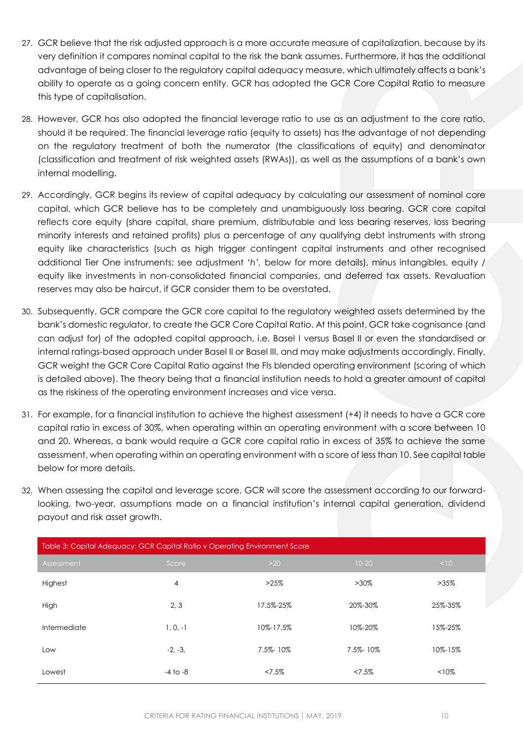27. GCR believe that the risk adjusted approach is a more accurate measure of capitalization, because by its very definition it compares nominal capital to the risk the bank assumes. Furthermore, it has the additional advantage of being closer to the regulatory capital adequacy measure, which ultimately affects a bank's ability to operate as a going concern entity. GCR has adopted the GCR Core Capital Ratio to measure this type of capitalisation.

28. However, GCR has also adopted the financial leverage ratio to use as an adjustment to the core ratio, should it be required. The financial leverage ratio (equity to assets) has the advantage of not depending on the regulatory treatment of both the numerator (the classifications of equity) and denominator (classification and treatment of risk weighted assets (RWAs)), as well as the assumptions of a bank's own internal modelling.

29. Accordingly, GCR begins its review of capital adequacy by calculating our assessment of nominal core capital, which GCR believe has to be completely and unambiguously loss bearing. GCR core capital reflects core equity (share capital, share premium, distributable and loss bearing reserves, loss bearing minority interests and retained profits) plus a percentage of any qualifying debt instruments with strong equity like characteristics (such as high trigger contingent capital instruments and other recognised additional Tier One instruments; see adjustment '*h*', below for more details), minus intangibles, equity / equity like investments in non-consolidated financial companies, and deferred tax assets. Revaluation reserves may also be haircut, if GCR consider them to be overstated.

30. Subsequently, GCR compare the GCR core capital to the regulatory weighted assets determined by the bank's domestic regulator, to create the GCR Core Capital Ratio. At this point, GCR take cognisance (and can adjust for) of the adopted capital approach, i.e. Basel I versus Basel II or even the standardised or internal ratings-based approach under Basel II or Basel III, and may make adjustments accordingly. Finally, GCR weight the GCR Core Capital Ratio against the FIs blended operating environment (scoring of which is detailed above). The theory being that a financial institution needs to hold a greater amount of capital as the riskiness of the operating environment increases and vice versa.

31. For example, for a financial institution to achieve the highest assessment (+4) it needs to have a GCR core capital ratio in excess of 30%, when operating within an operating environment with a score between 10 and 20. Whereas, a bank would require a GCR core capital ratio in excess of 35% to achieve the same assessment, when operating within an operating environment with a score of less than 10. See capital table below for more details.

32. When assessing the capital and leverage score, GCR will score the assessment according to our forward-looking, two-year, assumptions made on a financial institution's internal capital generation, dividend payout and risk asset growth.

Table 3: Capital Adequacy: GCR Capital Ratio v Operating Environment Score

| Assessment | Score | >20 | 10-20 | <10 |
|---|---|---|---|---|
| Highest | 4 | >25% | >30% | >35% |
| High | 2, 3 | 17.5%-25% | 20%-30% | 25%-35% |
| Intermediate | 1, 0, -1 | 10%-17.5% | 10%-20% | 15%-25% |
| Low | -2, -3, | 7.5%- 10% | 7.5%- 10% | 10%-15% |
| Lowest | -4 to -8 | <7.5% | <7.5% | <10% |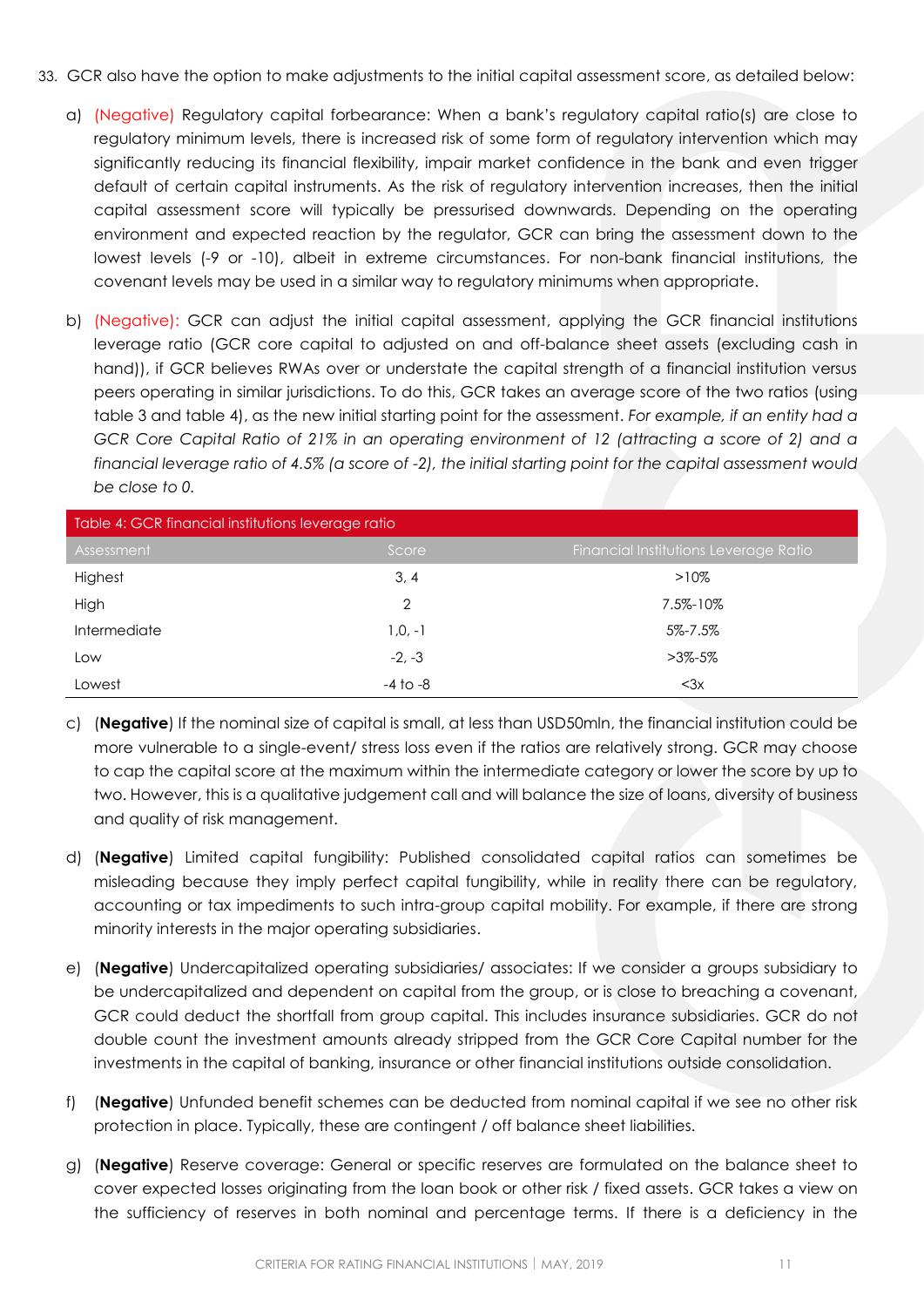33. GCR also have the option to make adjustments to the initial capital assessment score, as detailed below:

   a) (Negative) Regulatory capital forbearance: When a bank's regulatory capital ratio(s) are close to regulatory minimum levels, there is increased risk of some form of regulatory intervention which may significantly reducing its financial flexibility, impair market confidence in the bank and even trigger default of certain capital instruments. As the risk of regulatory intervention increases, then the initial capital assessment score will typically be pressurised downwards. Depending on the operating environment and expected reaction by the regulator, GCR can bring the assessment down to the lowest levels (-9 or -10), albeit in extreme circumstances. For non-bank financial institutions, the covenant levels may be used in a similar way to regulatory minimums when appropriate.

   b) (Negative): GCR can adjust the initial capital assessment, applying the GCR financial institutions leverage ratio (GCR core capital to adjusted on and off-balance sheet assets (excluding cash in hand)), if GCR believes RWAs over or understate the capital strength of a financial institution versus peers operating in similar jurisdictions. To do this, GCR takes an average score of the two ratios (using table 3 and table 4), as the new initial starting point for the assessment. *For example, if an entity had a GCR Core Capital Ratio of 21% in an operating environment of 12 (attracting a score of 2) and a financial leverage ratio of 4.5% (a score of -2), the initial starting point for the capital assessment would be close to 0.*

| Table 4: GCR financial institutions leverage ratio | | |
|---|---|---|
| Assessment | Score | Financial Institutions Leverage Ratio |
| Highest | 3, 4 | >10% |
| High | 2 | 7.5%-10% |
| Intermediate | 1,0, -1 | 5%-7.5% |
| Low | -2, -3 | >3%-5% |
| Lowest | -4 to -8 | <3x |

   c) (**Negative**) If the nominal size of capital is small, at less than USD50mln, the financial institution could be more vulnerable to a single-event/ stress loss even if the ratios are relatively strong. GCR may choose to cap the capital score at the maximum within the intermediate category or lower the score by up to two. However, this is a qualitative judgement call and will balance the size of loans, diversity of business and quality of risk management.

   d) (**Negative**) Limited capital fungibility: Published consolidated capital ratios can sometimes be misleading because they imply perfect capital fungibility, while in reality there can be regulatory, accounting or tax impediments to such intra-group capital mobility. For example, if there are strong minority interests in the major operating subsidiaries.

   e) (**Negative**) Undercapitalized operating subsidiaries/ associates: If we consider a groups subsidiary to be undercapitalized and dependent on capital from the group, or is close to breaching a covenant, GCR could deduct the shortfall from group capital. This includes insurance subsidiaries. GCR do not double count the investment amounts already stripped from the GCR Core Capital number for the investments in the capital of banking, insurance or other financial institutions outside consolidation.

   f) (**Negative**) Unfunded benefit schemes can be deducted from nominal capital if we see no other risk protection in place. Typically, these are contingent / off balance sheet liabilities.

   g) (**Negative**) Reserve coverage: General or specific reserves are formulated on the balance sheet to cover expected losses originating from the loan book or other risk / fixed assets. GCR takes a view on the sufficiency of reserves in both nominal and percentage terms. If there is a deficiency in the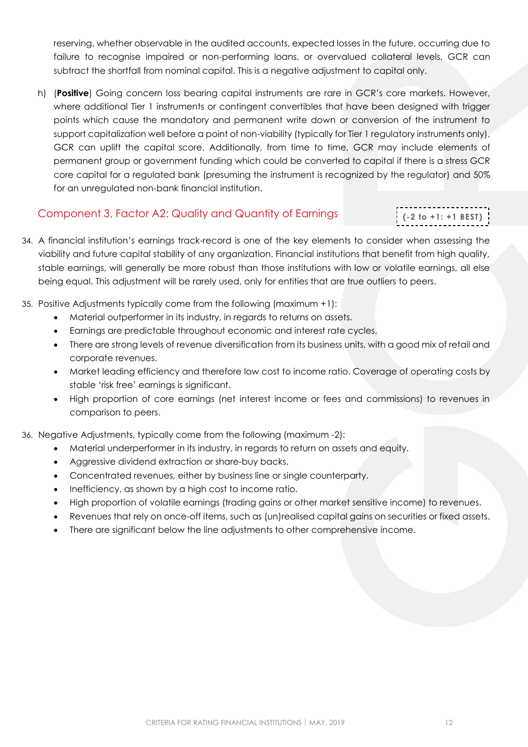reserving, whether observable in the audited accounts, expected losses in the future, occurring due to failure to recognise impaired or non-performing loans, or overvalued collateral levels, GCR can subtract the shortfall from nominal capital. This is a negative adjustment to capital only.

h) (**Positive**) Going concern loss bearing capital instruments are rare in GCR's core markets. However, where additional Tier 1 instruments or contingent convertibles that have been designed with trigger points which cause the mandatory and permanent write down or conversion of the instrument to support capitalization well before a point of non-viability (typically for Tier 1 regulatory instruments only), GCR can uplift the capital score. Additionally, from time to time, GCR may include elements of permanent group or government funding which could be converted to capital if there is a stress GCR core capital for a regulated bank (presuming the instrument is recognized by the regulator) and 50% for an unregulated non-bank financial institution.

## Component 3, Factor A2: Quality and Quantity of Earnings

**(-2 to +1: +1 BEST)**

34. A financial institution's earnings track-record is one of the key elements to consider when assessing the viability and future capital stability of any organization. Financial institutions that benefit from high quality, stable earnings, will generally be more robust than those institutions with low or volatile earnings, all else being equal. This adjustment will be rarely used, only for entities that are true outliers to peers.

35. Positive Adjustments typically come from the following (maximum +1):
    - Material outperformer in its industry, in regards to returns on assets.
    - Earnings are predictable throughout economic and interest rate cycles.
    - There are strong levels of revenue diversification from its business units, with a good mix of retail and corporate revenues.
    - Market leading efficiency and therefore low cost to income ratio. Coverage of operating costs by stable 'risk free' earnings is significant.
    - High proportion of core earnings (net interest income or fees and commissions) to revenues in comparison to peers.

36. Negative Adjustments, typically come from the following (maximum -2):
    - Material underperformer in its industry, in regards to return on assets and equity.
    - Aggressive dividend extraction or share-buy backs.
    - Concentrated revenues, either by business line or single counterparty.
    - Inefficiency, as shown by a high cost to income ratio.
    - High proportion of volatile earnings (trading gains or other market sensitive income) to revenues.
    - Revenues that rely on once-off items, such as (un)realised capital gains on securities or fixed assets.
    - There are significant below the line adjustments to other comprehensive income.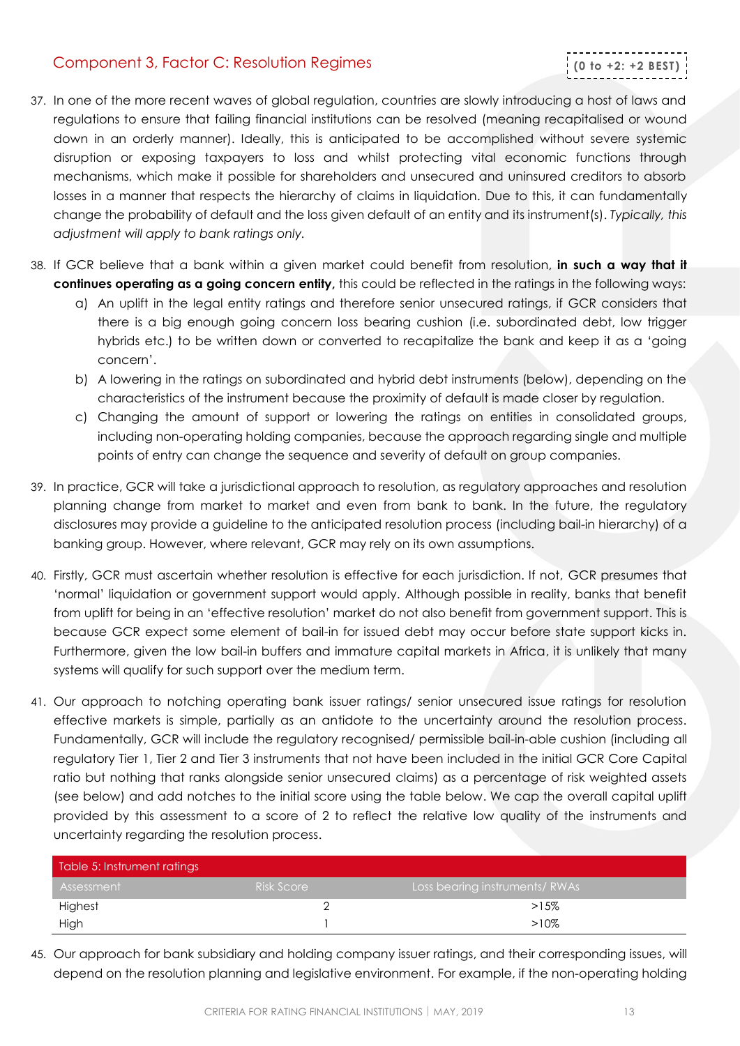## Component 3, Factor C: Resolution Regimes

**(0 to +2: +2 BEST)**

37. In one of the more recent waves of global regulation, countries are slowly introducing a host of laws and regulations to ensure that failing financial institutions can be resolved (meaning recapitalised or wound down in an orderly manner). Ideally, this is anticipated to be accomplished without severe systemic disruption or exposing taxpayers to loss and whilst protecting vital economic functions through mechanisms, which make it possible for shareholders and unsecured and uninsured creditors to absorb losses in a manner that respects the hierarchy of claims in liquidation. Due to this, it can fundamentally change the probability of default and the loss given default of an entity and its instrument(s). *Typically, this adjustment will apply to bank ratings only.*

38. If GCR believe that a bank within a given market could benefit from resolution, **in such a way that it continues operating as a going concern entity,** this could be reflected in the ratings in the following ways:
    a) An uplift in the legal entity ratings and therefore senior unsecured ratings, if GCR considers that there is a big enough going concern loss bearing cushion (i.e. subordinated debt, low trigger hybrids etc.) to be written down or converted to recapitalize the bank and keep it as a 'going concern'.
    b) A lowering in the ratings on subordinated and hybrid debt instruments (below), depending on the characteristics of the instrument because the proximity of default is made closer by regulation.
    c) Changing the amount of support or lowering the ratings on entities in consolidated groups, including non-operating holding companies, because the approach regarding single and multiple points of entry can change the sequence and severity of default on group companies.

39. In practice, GCR will take a jurisdictional approach to resolution, as regulatory approaches and resolution planning change from market to market and even from bank to bank. In the future, the regulatory disclosures may provide a guideline to the anticipated resolution process (including bail-in hierarchy) of a banking group. However, where relevant, GCR may rely on its own assumptions.

40. Firstly, GCR must ascertain whether resolution is effective for each jurisdiction. If not, GCR presumes that 'normal' liquidation or government support would apply. Although possible in reality, banks that benefit from uplift for being in an 'effective resolution' market do not also benefit from government support. This is because GCR expect some element of bail-in for issued debt may occur before state support kicks in. Furthermore, given the low bail-in buffers and immature capital markets in Africa, it is unlikely that many systems will qualify for such support over the medium term.

41. Our approach to notching operating bank issuer ratings/ senior unsecured issue ratings for resolution effective markets is simple, partially as an antidote to the uncertainty around the resolution process. Fundamentally, GCR will include the regulatory recognised/ permissible bail-in-able cushion (including all regulatory Tier 1, Tier 2 and Tier 3 instruments that not have been included in the initial GCR Core Capital ratio but nothing that ranks alongside senior unsecured claims) as a percentage of risk weighted assets (see below) and add notches to the initial score using the table below. We cap the overall capital uplift provided by this assessment to a score of 2 to reflect the relative low quality of the instruments and uncertainty regarding the resolution process.

| Table 5: Instrument ratings | | |
|---|---|---|
| Assessment | Risk Score | Loss bearing instruments/ RWAs |
| Highest | 2 | >15% |
| High | 1 | >10% |

45. Our approach for bank subsidiary and holding company issuer ratings, and their corresponding issues, will depend on the resolution planning and legislative environment. For example, if the non-operating holding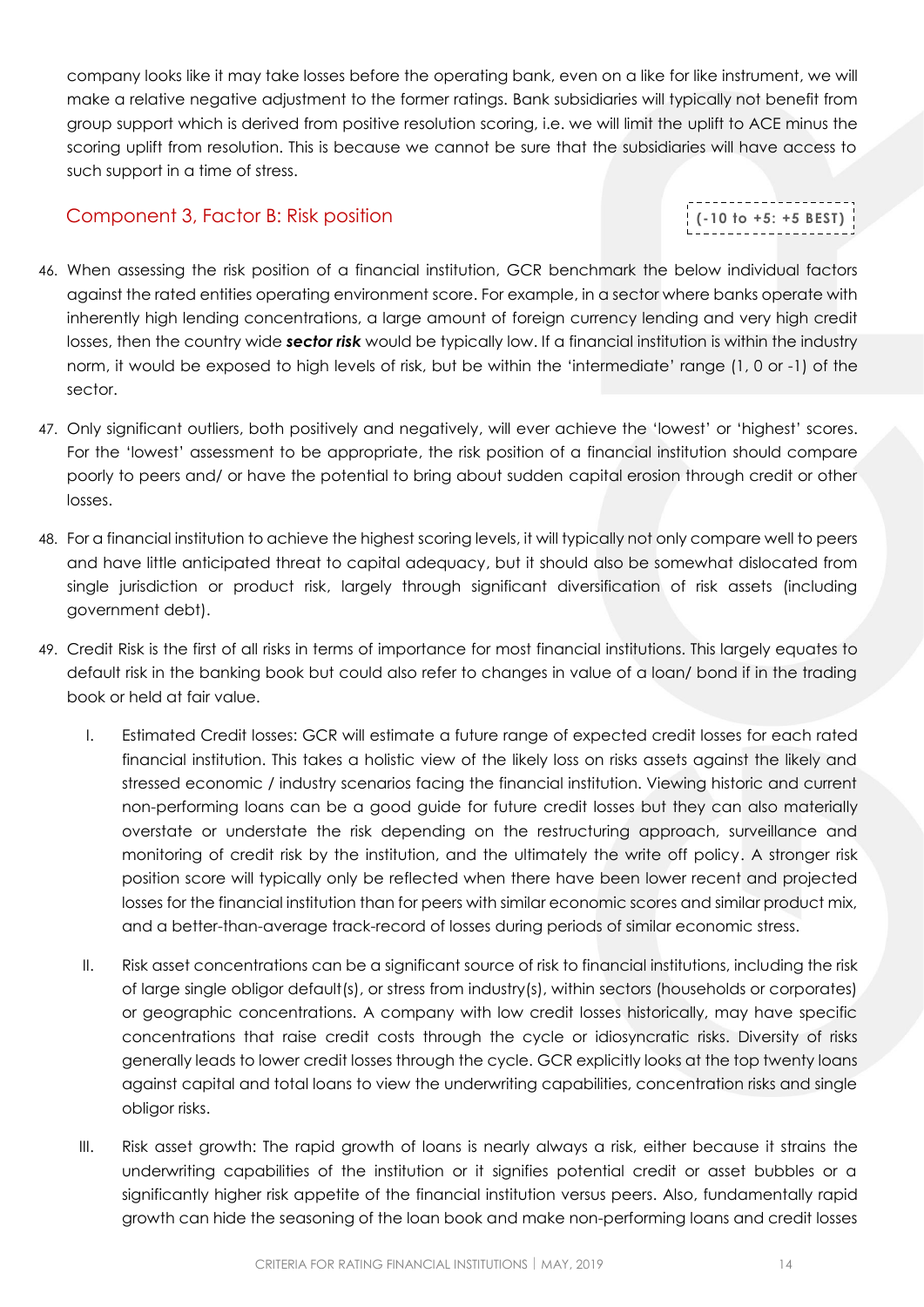company looks like it may take losses before the operating bank, even on a like for like instrument, we will make a relative negative adjustment to the former ratings. Bank subsidiaries will typically not benefit from group support which is derived from positive resolution scoring, i.e. we will limit the uplift to ACE minus the scoring uplift from resolution. This is because we cannot be sure that the subsidiaries will have access to such support in a time of stress.

## Component 3, Factor B: Risk position

**(-10 to +5: +5 BEST)**

46. When assessing the risk position of a financial institution, GCR benchmark the below individual factors against the rated entities operating environment score. For example, in a sector where banks operate with inherently high lending concentrations, a large amount of foreign currency lending and very high credit losses, then the country wide ***sector risk*** would be typically low. If a financial institution is within the industry norm, it would be exposed to high levels of risk, but be within the 'intermediate' range (1, 0 or -1) of the sector.

47. Only significant outliers, both positively and negatively, will ever achieve the 'lowest' or 'highest' scores. For the 'lowest' assessment to be appropriate, the risk position of a financial institution should compare poorly to peers and/ or have the potential to bring about sudden capital erosion through credit or other losses.

48. For a financial institution to achieve the highest scoring levels, it will typically not only compare well to peers and have little anticipated threat to capital adequacy, but it should also be somewhat dislocated from single jurisdiction or product risk, largely through significant diversification of risk assets (including government debt).

49. Credit Risk is the first of all risks in terms of importance for most financial institutions. This largely equates to default risk in the banking book but could also refer to changes in value of a loan/ bond if in the trading book or held at fair value.

    I. Estimated Credit losses: GCR will estimate a future range of expected credit losses for each rated financial institution. This takes a holistic view of the likely loss on risks assets against the likely and stressed economic / industry scenarios facing the financial institution. Viewing historic and current non-performing loans can be a good guide for future credit losses but they can also materially overstate or understate the risk depending on the restructuring approach, surveillance and monitoring of credit risk by the institution, and the ultimately the write off policy. A stronger risk position score will typically only be reflected when there have been lower recent and projected losses for the financial institution than for peers with similar economic scores and similar product mix, and a better-than-average track-record of losses during periods of similar economic stress.

    II. Risk asset concentrations can be a significant source of risk to financial institutions, including the risk of large single obligor default(s), or stress from industry(s), within sectors (households or corporates) or geographic concentrations. A company with low credit losses historically, may have specific concentrations that raise credit costs through the cycle or idiosyncratic risks. Diversity of risks generally leads to lower credit losses through the cycle. GCR explicitly looks at the top twenty loans against capital and total loans to view the underwriting capabilities, concentration risks and single obligor risks.

    III. Risk asset growth: The rapid growth of loans is nearly always a risk, either because it strains the underwriting capabilities of the institution or it signifies potential credit or asset bubbles or a significantly higher risk appetite of the financial institution versus peers. Also, fundamentally rapid growth can hide the seasoning of the loan book and make non-performing loans and credit losses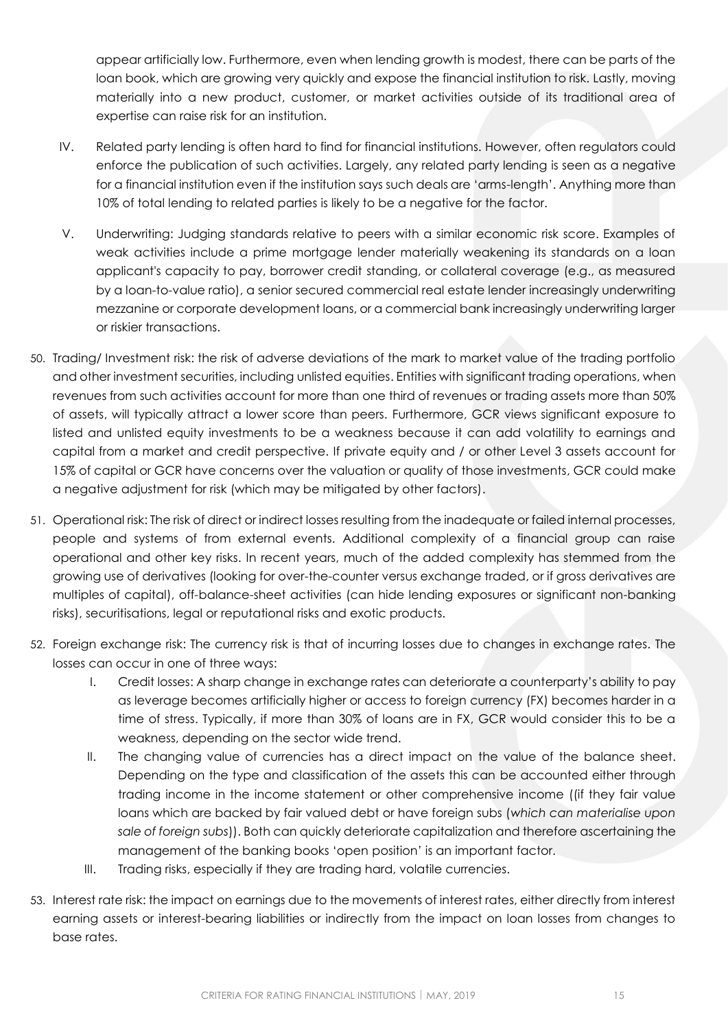appear artificially low. Furthermore, even when lending growth is modest, there can be parts of the loan book, which are growing very quickly and expose the financial institution to risk. Lastly, moving materially into a new product, customer, or market activities outside of its traditional area of expertise can raise risk for an institution.

IV. Related party lending is often hard to find for financial institutions. However, often regulators could enforce the publication of such activities. Largely, any related party lending is seen as a negative for a financial institution even if the institution says such deals are 'arms-length'. Anything more than 10% of total lending to related parties is likely to be a negative for the factor.

V. Underwriting: Judging standards relative to peers with a similar economic risk score. Examples of weak activities include a prime mortgage lender materially weakening its standards on a loan applicant's capacity to pay, borrower credit standing, or collateral coverage (e.g., as measured by a loan-to-value ratio), a senior secured commercial real estate lender increasingly underwriting mezzanine or corporate development loans, or a commercial bank increasingly underwriting larger or riskier transactions.

50. Trading/ Investment risk: the risk of adverse deviations of the mark to market value of the trading portfolio and other investment securities, including unlisted equities. Entities with significant trading operations, when revenues from such activities account for more than one third of revenues or trading assets more than 50% of assets, will typically attract a lower score than peers. Furthermore, GCR views significant exposure to listed and unlisted equity investments to be a weakness because it can add volatility to earnings and capital from a market and credit perspective. If private equity and / or other Level 3 assets account for 15% of capital or GCR have concerns over the valuation or quality of those investments, GCR could make a negative adjustment for risk (which may be mitigated by other factors).

51. Operational risk: The risk of direct or indirect losses resulting from the inadequate or failed internal processes, people and systems of from external events. Additional complexity of a financial group can raise operational and other key risks. In recent years, much of the added complexity has stemmed from the growing use of derivatives (looking for over-the-counter versus exchange traded, or if gross derivatives are multiples of capital), off-balance-sheet activities (can hide lending exposures or significant non-banking risks), securitisations, legal or reputational risks and exotic products.

52. Foreign exchange risk: The currency risk is that of incurring losses due to changes in exchange rates. The losses can occur in one of three ways:

    I. Credit losses: A sharp change in exchange rates can deteriorate a counterparty's ability to pay as leverage becomes artificially higher or access to foreign currency (FX) becomes harder in a time of stress. Typically, if more than 30% of loans are in FX, GCR would consider this to be a weakness, depending on the sector wide trend.

    II. The changing value of currencies has a direct impact on the value of the balance sheet. Depending on the type and classification of the assets this can be accounted either through trading income in the income statement or other comprehensive income ((if they fair value loans which are backed by fair valued debt or have foreign subs (*which can materialise upon sale of foreign subs*)). Both can quickly deteriorate capitalization and therefore ascertaining the management of the banking books 'open position' is an important factor.

    III. Trading risks, especially if they are trading hard, volatile currencies.

53. Interest rate risk: the impact on earnings due to the movements of interest rates, either directly from interest earning assets or interest-bearing liabilities or indirectly from the impact on loan losses from changes to base rates.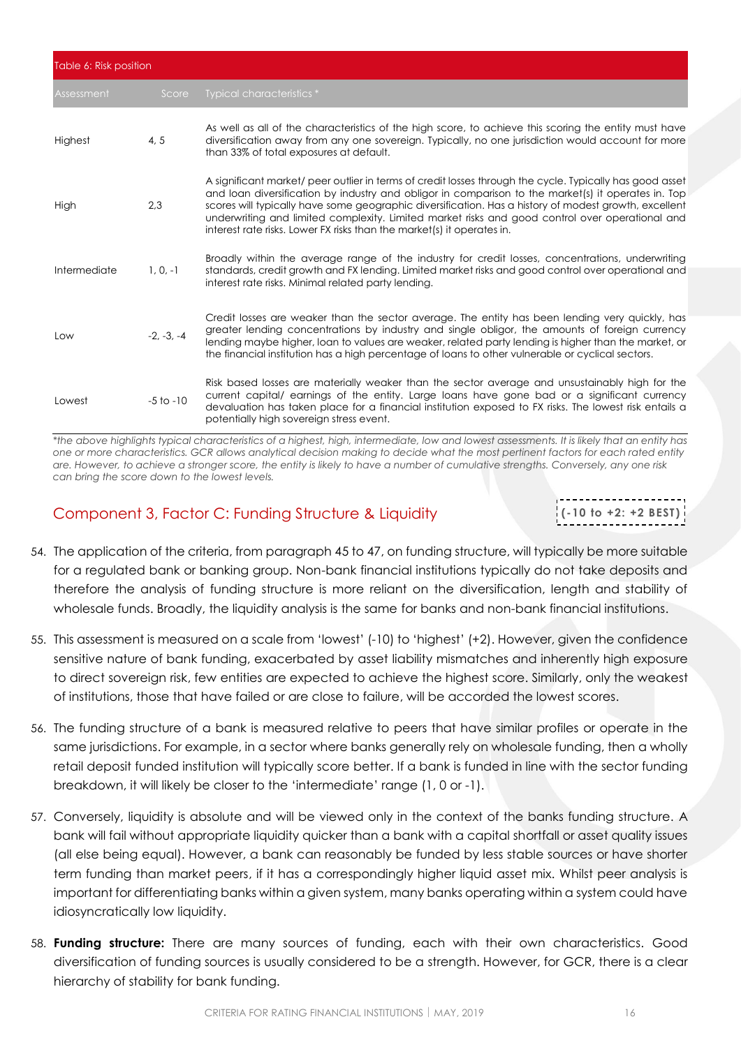Table 6: Risk position

| Assessment | Score | Typical characteristics * |
|---|---|---|
| Highest | 4, 5 | As well as all of the characteristics of the high score, to achieve this scoring the entity must have diversification away from any one sovereign. Typically, no one jurisdiction would account for more than 33% of total exposures at default. |
| High | 2,3 | A significant market/ peer outlier in terms of credit losses through the cycle. Typically has good asset and loan diversification by industry and obligor in comparison to the market(s) it operates in. Top scores will typically have some geographic diversification. Has a history of modest growth, excellent underwriting and limited complexity. Limited market risks and good control over operational and interest rate risks. Lower FX risks than the market(s) it operates in. |
| Intermediate | 1, 0, -1 | Broadly within the average range of the industry for credit losses, concentrations, underwriting standards, credit growth and FX lending. Limited market risks and good control over operational and interest rate risks. Minimal related party lending. |
| Low | -2, -3, -4 | Credit losses are weaker than the sector average. The entity has been lending very quickly, has greater lending concentrations by industry and single obligor, the amounts of foreign currency lending maybe higher, loan to values are weaker, related party lending is higher than the market, or the financial institution has a high percentage of loans to other vulnerable or cyclical sectors. |
| Lowest | -5 to -10 | Risk based losses are materially weaker than the sector average and unsustainably high for the current capital/ earnings of the entity. Large loans have gone bad or a significant currency devaluation has taken place for a financial institution exposed to FX risks. The lowest risk entails a potentially high sovereign stress event. |

*\*the above highlights typical characteristics of a highest, high, intermediate, low and lowest assessments. It is likely that an entity has one or more characteristics. GCR allows analytical decision making to decide what the most pertinent factors for each rated entity are. However, to achieve a stronger score, the entity is likely to have a number of cumulative strengths. Conversely, any one risk can bring the score down to the lowest levels.*

## Component 3, Factor C: Funding Structure & Liquidity

**(-10 to +2: +2 BEST)**

54. The application of the criteria, from paragraph 45 to 47, on funding structure, will typically be more suitable for a regulated bank or banking group. Non-bank financial institutions typically do not take deposits and therefore the analysis of funding structure is more reliant on the diversification, length and stability of wholesale funds. Broadly, the liquidity analysis is the same for banks and non-bank financial institutions.

55. This assessment is measured on a scale from 'lowest' (-10) to 'highest' (+2). However, given the confidence sensitive nature of bank funding, exacerbated by asset liability mismatches and inherently high exposure to direct sovereign risk, few entities are expected to achieve the highest score. Similarly, only the weakest of institutions, those that have failed or are close to failure, will be accorded the lowest scores.

56. The funding structure of a bank is measured relative to peers that have similar profiles or operate in the same jurisdictions. For example, in a sector where banks generally rely on wholesale funding, then a wholly retail deposit funded institution will typically score better. If a bank is funded in line with the sector funding breakdown, it will likely be closer to the 'intermediate' range (1, 0 or -1).

57. Conversely, liquidity is absolute and will be viewed only in the context of the banks funding structure. A bank will fail without appropriate liquidity quicker than a bank with a capital shortfall or asset quality issues (all else being equal). However, a bank can reasonably be funded by less stable sources or have shorter term funding than market peers, if it has a correspondingly higher liquid asset mix. Whilst peer analysis is important for differentiating banks within a given system, many banks operating within a system could have idiosyncratically low liquidity.

58. **Funding structure:** There are many sources of funding, each with their own characteristics. Good diversification of funding sources is usually considered to be a strength. However, for GCR, there is a clear hierarchy of stability for bank funding.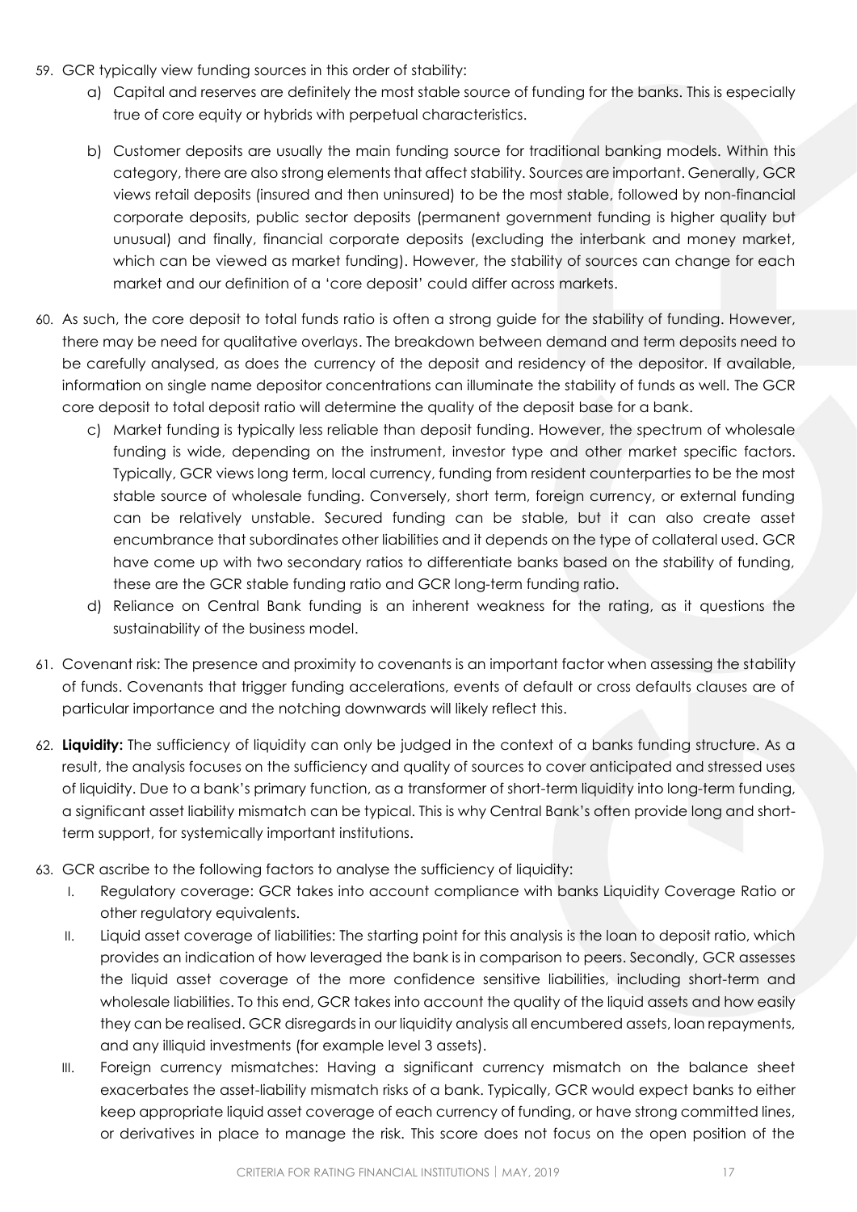59. GCR typically view funding sources in this order of stability:

   a) Capital and reserves are definitely the most stable source of funding for the banks. This is especially true of core equity or hybrids with perpetual characteristics.

   b) Customer deposits are usually the main funding source for traditional banking models. Within this category, there are also strong elements that affect stability. Sources are important. Generally, GCR views retail deposits (insured and then uninsured) to be the most stable, followed by non-financial corporate deposits, public sector deposits (permanent government funding is higher quality but unusual) and finally, financial corporate deposits (excluding the interbank and money market, which can be viewed as market funding). However, the stability of sources can change for each market and our definition of a 'core deposit' could differ across markets.

60. As such, the core deposit to total funds ratio is often a strong guide for the stability of funding. However, there may be need for qualitative overlays. The breakdown between demand and term deposits need to be carefully analysed, as does the currency of the deposit and residency of the depositor. If available, information on single name depositor concentrations can illuminate the stability of funds as well. The GCR core deposit to total deposit ratio will determine the quality of the deposit base for a bank.

   c) Market funding is typically less reliable than deposit funding. However, the spectrum of wholesale funding is wide, depending on the instrument, investor type and other market specific factors. Typically, GCR views long term, local currency, funding from resident counterparties to be the most stable source of wholesale funding. Conversely, short term, foreign currency, or external funding can be relatively unstable. Secured funding can be stable, but it can also create asset encumbrance that subordinates other liabilities and it depends on the type of collateral used. GCR have come up with two secondary ratios to differentiate banks based on the stability of funding, these are the GCR stable funding ratio and GCR long-term funding ratio.

   d) Reliance on Central Bank funding is an inherent weakness for the rating, as it questions the sustainability of the business model.

61. Covenant risk: The presence and proximity to covenants is an important factor when assessing the stability of funds. Covenants that trigger funding accelerations, events of default or cross defaults clauses are of particular importance and the notching downwards will likely reflect this.

62. **Liquidity:** The sufficiency of liquidity can only be judged in the context of a banks funding structure. As a result, the analysis focuses on the sufficiency and quality of sources to cover anticipated and stressed uses of liquidity. Due to a bank's primary function, as a transformer of short-term liquidity into long-term funding, a significant asset liability mismatch can be typical. This is why Central Bank's often provide long and short-term support, for systemically important institutions.

63. GCR ascribe to the following factors to analyse the sufficiency of liquidity:

   I. Regulatory coverage: GCR takes into account compliance with banks Liquidity Coverage Ratio or other regulatory equivalents.

   II. Liquid asset coverage of liabilities: The starting point for this analysis is the loan to deposit ratio, which provides an indication of how leveraged the bank is in comparison to peers. Secondly, GCR assesses the liquid asset coverage of the more confidence sensitive liabilities, including short-term and wholesale liabilities. To this end, GCR takes into account the quality of the liquid assets and how easily they can be realised. GCR disregards in our liquidity analysis all encumbered assets, loan repayments, and any illiquid investments (for example level 3 assets).

   III. Foreign currency mismatches: Having a significant currency mismatch on the balance sheet exacerbates the asset-liability mismatch risks of a bank. Typically, GCR would expect banks to either keep appropriate liquid asset coverage of each currency of funding, or have strong committed lines, or derivatives in place to manage the risk. This score does not focus on the open position of the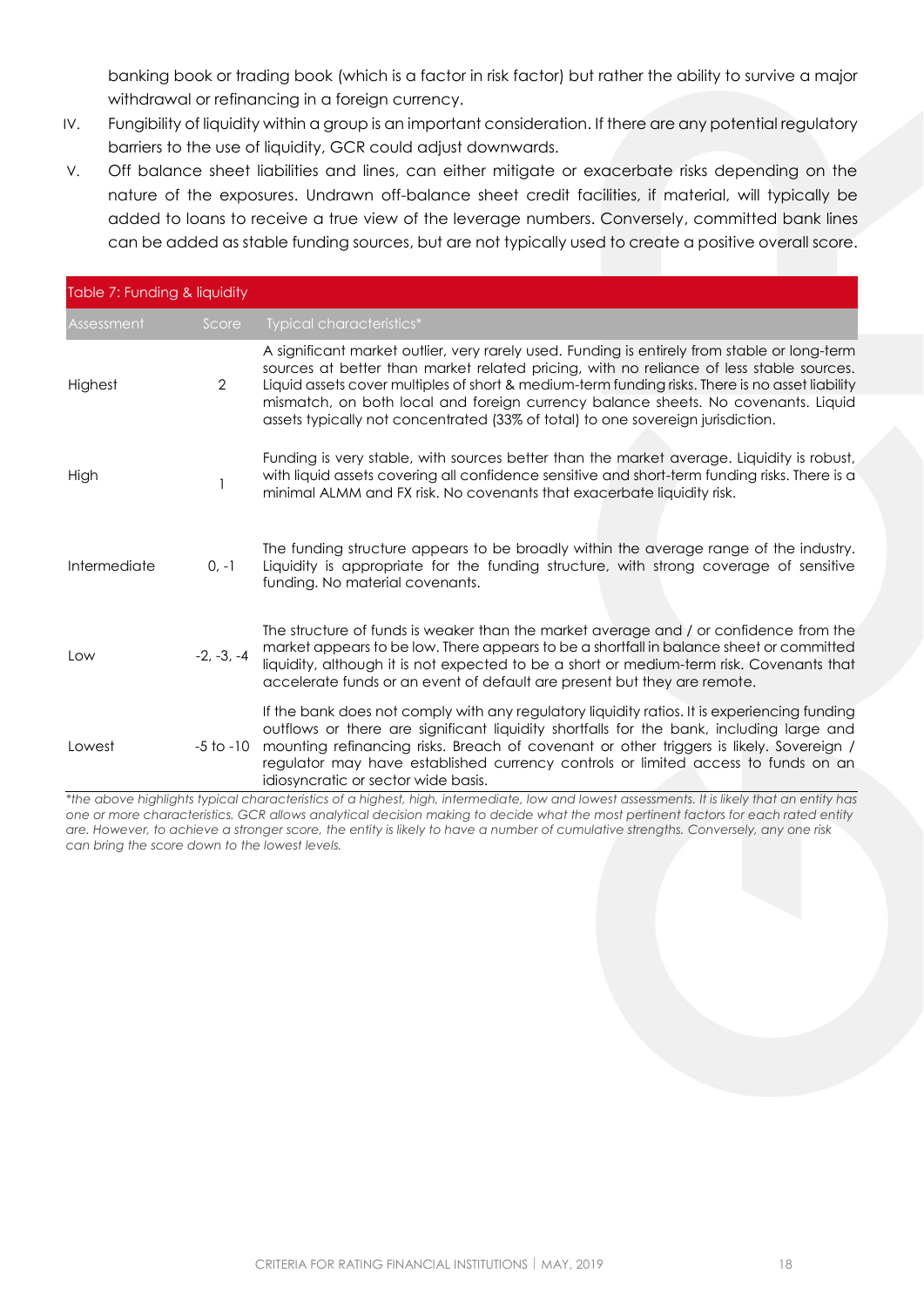banking book or trading book (which is a factor in risk factor) but rather the ability to survive a major withdrawal or refinancing in a foreign currency.

IV. Fungibility of liquidity within a group is an important consideration. If there are any potential regulatory barriers to the use of liquidity, GCR could adjust downwards.

V. Off balance sheet liabilities and lines, can either mitigate or exacerbate risks depending on the nature of the exposures. Undrawn off-balance sheet credit facilities, if material, will typically be added to loans to receive a true view of the leverage numbers. Conversely, committed bank lines can be added as stable funding sources, but are not typically used to create a positive overall score.

Table 7: Funding & liquidity

| Assessment | Score | Typical characteristics* |
|---|---|---|
| Highest | 2 | A significant market outlier, very rarely used. Funding is entirely from stable or long-term sources at better than market related pricing, with no reliance of less stable sources. Liquid assets cover multiples of short & medium-term funding risks. There is no asset liability mismatch, on both local and foreign currency balance sheets. No covenants. Liquid assets typically not concentrated (33% of total) to one sovereign jurisdiction. |
| High | 1 | Funding is very stable, with sources better than the market average. Liquidity is robust, with liquid assets covering all confidence sensitive and short-term funding risks. There is a minimal ALMM and FX risk. No covenants that exacerbate liquidity risk. |
| Intermediate | 0, -1 | The funding structure appears to be broadly within the average range of the industry. Liquidity is appropriate for the funding structure, with strong coverage of sensitive funding. No material covenants. |
| Low | -2, -3, -4 | The structure of funds is weaker than the market average and / or confidence from the market appears to be low. There appears to be a shortfall in balance sheet or committed liquidity, although it is not expected to be a short or medium-term risk. Covenants that accelerate funds or an event of default are present but they are remote. |
| Lowest | -5 to -10 | If the bank does not comply with any regulatory liquidity ratios. It is experiencing funding outflows or there are significant liquidity shortfalls for the bank, including large and mounting refinancing risks. Breach of covenant or other triggers is likely. Sovereign / regulator may have established currency controls or limited access to funds on an idiosyncratic or sector wide basis. |

*\*the above highlights typical characteristics of a highest, high, intermediate, low and lowest assessments. It is likely that an entity has one or more characteristics. GCR allows analytical decision making to decide what the most pertinent factors for each rated entity are. However, to achieve a stronger score, the entity is likely to have a number of cumulative strengths. Conversely, any one risk can bring the score down to the lowest levels.*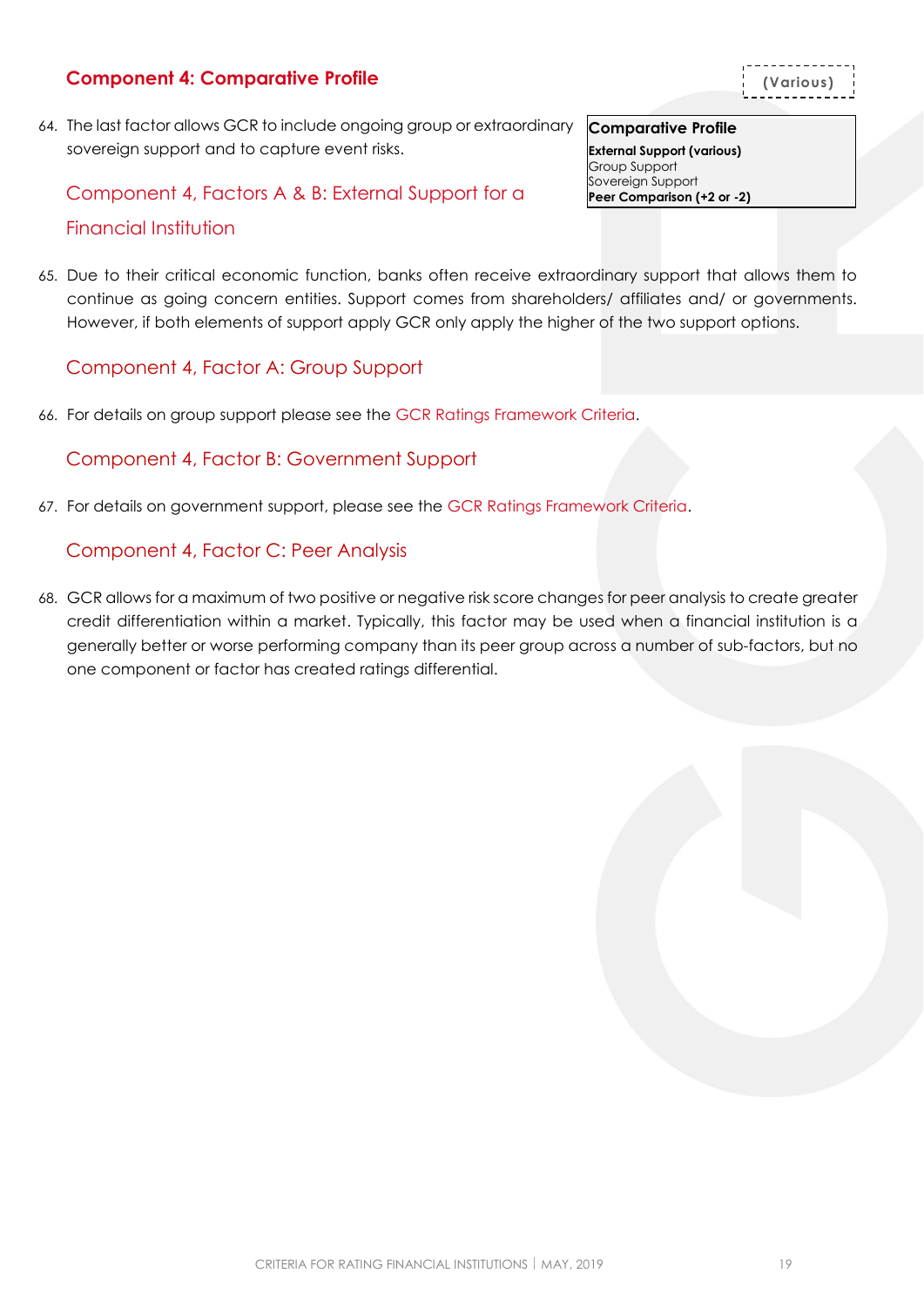## Component 4: Comparative Profile

(Various)

| Comparative Profile |
|---|
| **External Support (various)** |
| Group Support |
| Sovereign Support |
| **Peer Comparison (+2 or -2)** |

64. The last factor allows GCR to include ongoing group or extraordinary sovereign support and to capture event risks.

### Component 4, Factors A & B: External Support for a Financial Institution

65. Due to their critical economic function, banks often receive extraordinary support that allows them to continue as going concern entities. Support comes from shareholders/ affiliates and/ or governments. However, if both elements of support apply GCR only apply the higher of the two support options.

### Component 4, Factor A: Group Support

66. For details on group support please see the GCR Ratings Framework Criteria.

### Component 4, Factor B: Government Support

67. For details on government support, please see the GCR Ratings Framework Criteria.

### Component 4, Factor C: Peer Analysis

68. GCR allows for a maximum of two positive or negative risk score changes for peer analysis to create greater credit differentiation within a market. Typically, this factor may be used when a financial institution is a generally better or worse performing company than its peer group across a number of sub-factors, but no one component or factor has created ratings differential.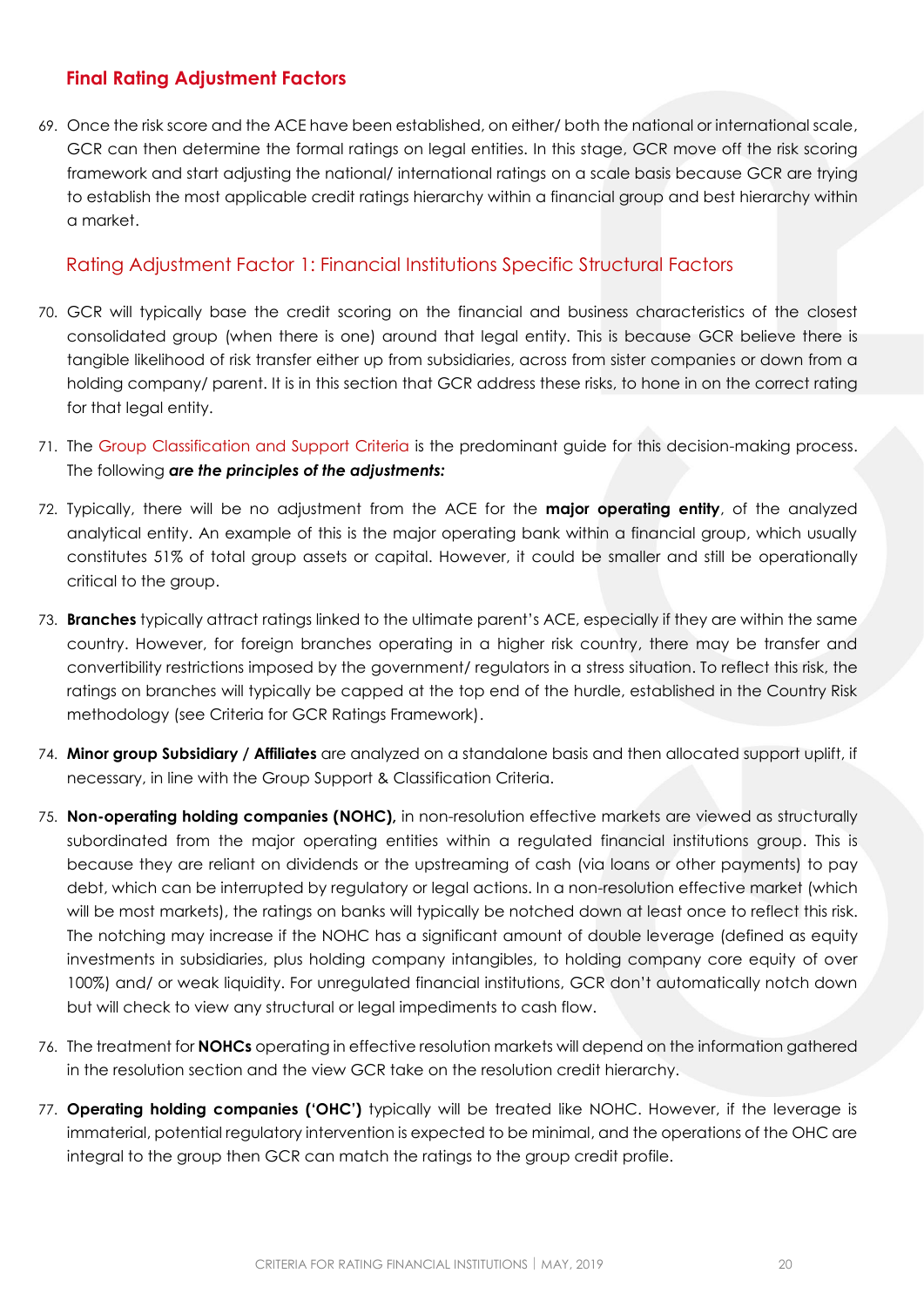## Final Rating Adjustment Factors

69. Once the risk score and the ACE have been established, on either/ both the national or international scale, GCR can then determine the formal ratings on legal entities. In this stage, GCR move off the risk scoring framework and start adjusting the national/ international ratings on a scale basis because GCR are trying to establish the most applicable credit ratings hierarchy within a financial group and best hierarchy within a market.

### Rating Adjustment Factor 1: Financial Institutions Specific Structural Factors

70. GCR will typically base the credit scoring on the financial and business characteristics of the closest consolidated group (when there is one) around that legal entity. This is because GCR believe there is tangible likelihood of risk transfer either up from subsidiaries, across from sister companies or down from a holding company/ parent. It is in this section that GCR address these risks, to hone in on the correct rating for that legal entity.

71. The Group Classification and Support Criteria is the predominant guide for this decision-making process. The following ***are the principles of the adjustments:***

72. Typically, there will be no adjustment from the ACE for the **major operating entity**, of the analyzed analytical entity. An example of this is the major operating bank within a financial group, which usually constitutes 51% of total group assets or capital. However, it could be smaller and still be operationally critical to the group.

73. **Branches** typically attract ratings linked to the ultimate parent's ACE, especially if they are within the same country. However, for foreign branches operating in a higher risk country, there may be transfer and convertibility restrictions imposed by the government/ regulators in a stress situation. To reflect this risk, the ratings on branches will typically be capped at the top end of the hurdle, established in the Country Risk methodology (see Criteria for GCR Ratings Framework).

74. **Minor group Subsidiary / Affiliates** are analyzed on a standalone basis and then allocated support uplift, if necessary, in line with the Group Support & Classification Criteria.

75. **Non-operating holding companies (NOHC),** in non-resolution effective markets are viewed as structurally subordinated from the major operating entities within a regulated financial institutions group. This is because they are reliant on dividends or the upstreaming of cash (via loans or other payments) to pay debt, which can be interrupted by regulatory or legal actions. In a non-resolution effective market (which will be most markets), the ratings on banks will typically be notched down at least once to reflect this risk. The notching may increase if the NOHC has a significant amount of double leverage (defined as equity investments in subsidiaries, plus holding company intangibles, to holding company core equity of over 100%) and/ or weak liquidity. For unregulated financial institutions, GCR don't automatically notch down but will check to view any structural or legal impediments to cash flow.

76. The treatment for **NOHCs** operating in effective resolution markets will depend on the information gathered in the resolution section and the view GCR take on the resolution credit hierarchy.

77. **Operating holding companies ('OHC')** typically will be treated like NOHC. However, if the leverage is immaterial, potential regulatory intervention is expected to be minimal, and the operations of the OHC are integral to the group then GCR can match the ratings to the group credit profile.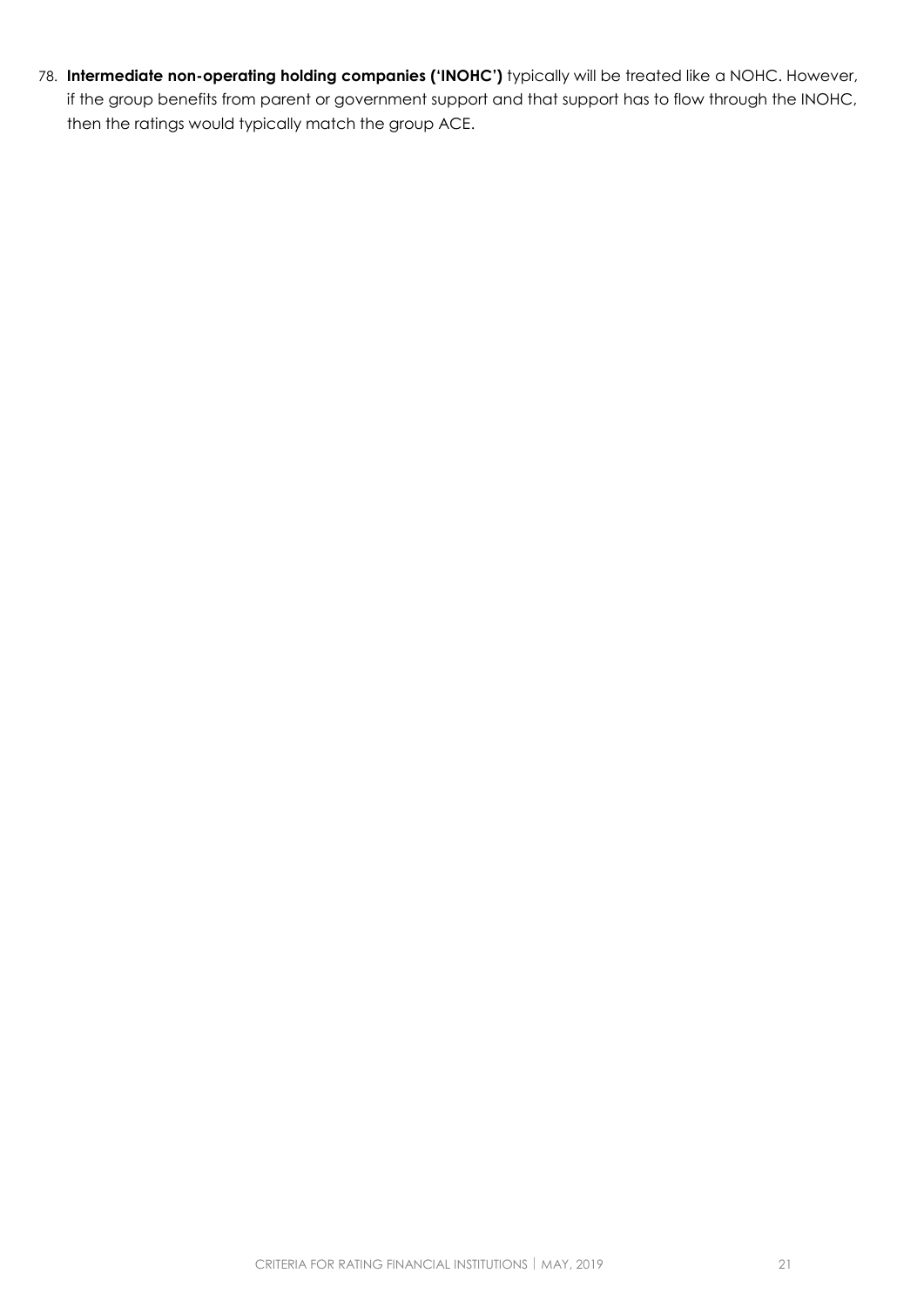78. **Intermediate non-operating holding companies ('INOHC')** typically will be treated like a NOHC. However, if the group benefits from parent or government support and that support has to flow through the INOHC, then the ratings would typically match the group ACE.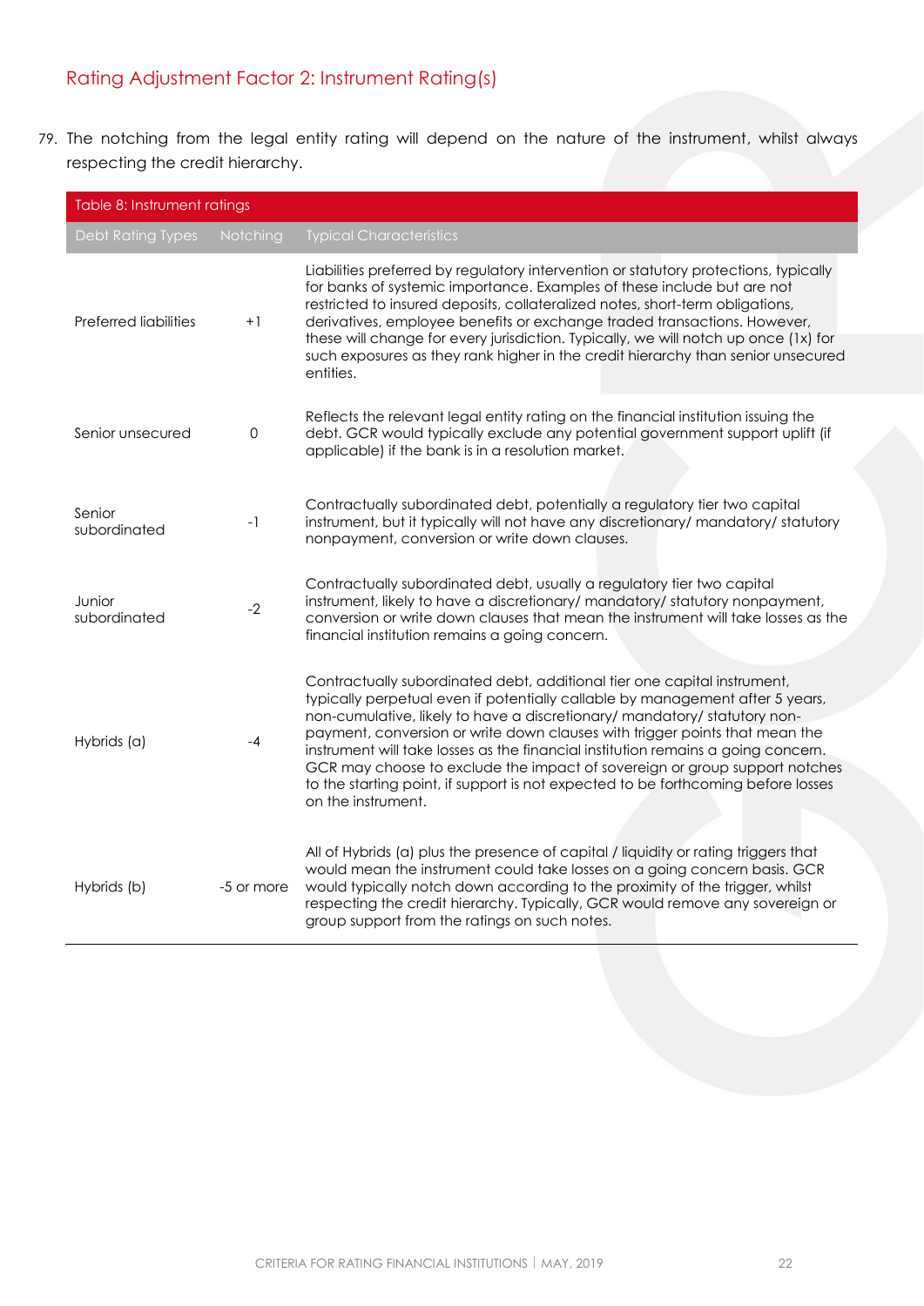## Rating Adjustment Factor 2: Instrument Rating(s)

79. The notching from the legal entity rating will depend on the nature of the instrument, whilst always respecting the credit hierarchy.

Table 8: Instrument ratings

| Debt Rating Types | Notching | Typical Characteristics |
|---|---|---|
| Preferred liabilities | +1 | Liabilities preferred by regulatory intervention or statutory protections, typically for banks of systemic importance. Examples of these include but are not restricted to insured deposits, collateralized notes, short-term obligations, derivatives, employee benefits or exchange traded transactions. However, these will change for every jurisdiction. Typically, we will notch up once (1x) for such exposures as they rank higher in the credit hierarchy than senior unsecured entities. |
| Senior unsecured | 0 | Reflects the relevant legal entity rating on the financial institution issuing the debt. GCR would typically exclude any potential government support uplift (if applicable) if the bank is in a resolution market. |
| Senior subordinated | -1 | Contractually subordinated debt, potentially a regulatory tier two capital instrument, but it typically will not have any discretionary/ mandatory/ statutory nonpayment, conversion or write down clauses. |
| Junior subordinated | -2 | Contractually subordinated debt, usually a regulatory tier two capital instrument, likely to have a discretionary/ mandatory/ statutory nonpayment, conversion or write down clauses that mean the instrument will take losses as the financial institution remains a going concern. |
| Hybrids (a) | -4 | Contractually subordinated debt, additional tier one capital instrument, typically perpetual even if potentially callable by management after 5 years, non-cumulative, likely to have a discretionary/ mandatory/ statutory non-payment, conversion or write down clauses with trigger points that mean the instrument will take losses as the financial institution remains a going concern. GCR may choose to exclude the impact of sovereign or group support notches to the starting point, if support is not expected to be forthcoming before losses on the instrument. |
| Hybrids (b) | -5 or more | All of Hybrids (a) plus the presence of capital / liquidity or rating triggers that would mean the instrument could take losses on a going concern basis. GCR would typically notch down according to the proximity of the trigger, whilst respecting the credit hierarchy. Typically, GCR would remove any sovereign or group support from the ratings on such notes. |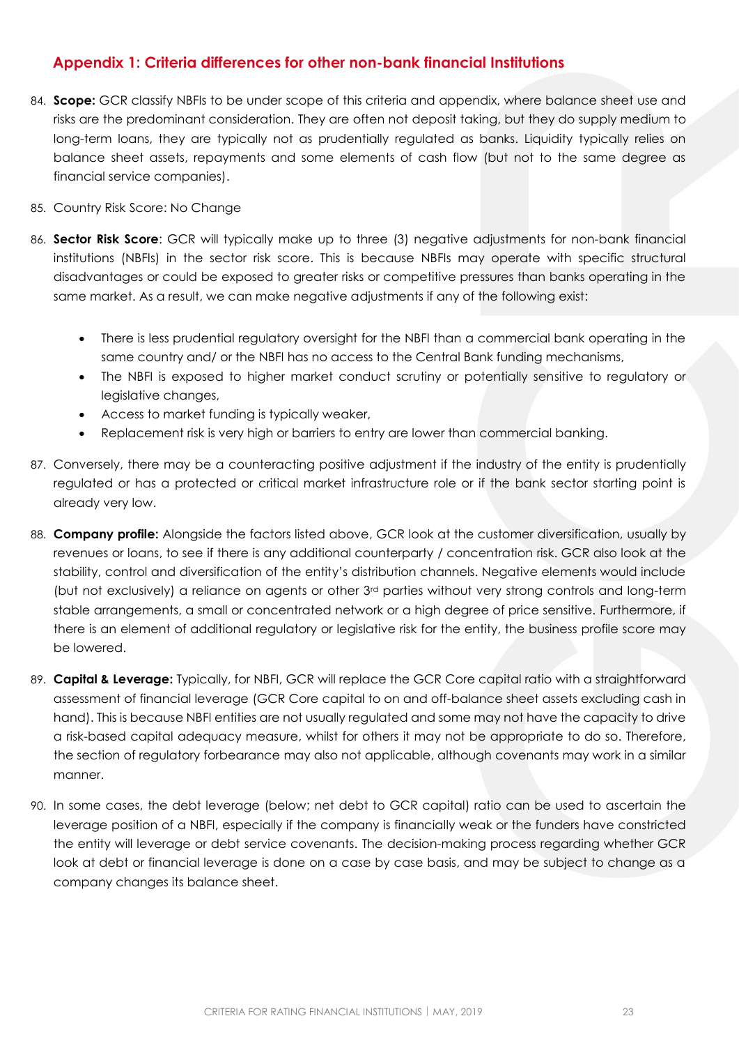## Appendix 1: Criteria differences for other non-bank financial Institutions

84. **Scope:** GCR classify NBFIs to be under scope of this criteria and appendix, where balance sheet use and risks are the predominant consideration. They are often not deposit taking, but they do supply medium to long-term loans, they are typically not as prudentially regulated as banks. Liquidity typically relies on balance sheet assets, repayments and some elements of cash flow (but not to the same degree as financial service companies).

85. Country Risk Score: No Change

86. **Sector Risk Score**: GCR will typically make up to three (3) negative adjustments for non-bank financial institutions (NBFIs) in the sector risk score. This is because NBFIs may operate with specific structural disadvantages or could be exposed to greater risks or competitive pressures than banks operating in the same market. As a result, we can make negative adjustments if any of the following exist:

    - There is less prudential regulatory oversight for the NBFI than a commercial bank operating in the same country and/ or the NBFI has no access to the Central Bank funding mechanisms,
    - The NBFI is exposed to higher market conduct scrutiny or potentially sensitive to regulatory or legislative changes,
    - Access to market funding is typically weaker,
    - Replacement risk is very high or barriers to entry are lower than commercial banking.

87. Conversely, there may be a counteracting positive adjustment if the industry of the entity is prudentially regulated or has a protected or critical market infrastructure role or if the bank sector starting point is already very low.

88. **Company profile:** Alongside the factors listed above, GCR look at the customer diversification, usually by revenues or loans, to see if there is any additional counterparty / concentration risk. GCR also look at the stability, control and diversification of the entity's distribution channels. Negative elements would include (but not exclusively) a reliance on agents or other 3rd parties without very strong controls and long-term stable arrangements, a small or concentrated network or a high degree of price sensitive. Furthermore, if there is an element of additional regulatory or legislative risk for the entity, the business profile score may be lowered.

89. **Capital & Leverage:** Typically, for NBFI, GCR will replace the GCR Core capital ratio with a straightforward assessment of financial leverage (GCR Core capital to on and off-balance sheet assets excluding cash in hand). This is because NBFI entities are not usually regulated and some may not have the capacity to drive a risk-based capital adequacy measure, whilst for others it may not be appropriate to do so. Therefore, the section of regulatory forbearance may also not applicable, although covenants may work in a similar manner.

90. In some cases, the debt leverage (below; net debt to GCR capital) ratio can be used to ascertain the leverage position of a NBFI, especially if the company is financially weak or the funders have constricted the entity will leverage or debt service covenants. The decision-making process regarding whether GCR look at debt or financial leverage is done on a case by case basis, and may be subject to change as a company changes its balance sheet.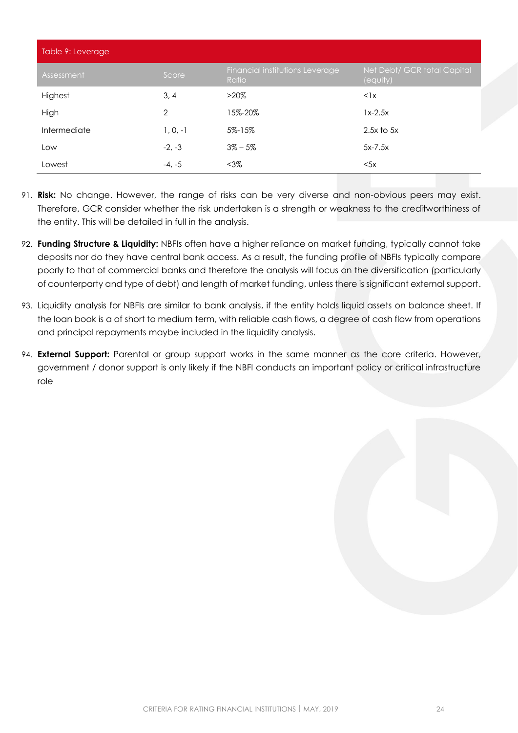| Table 9: Leverage | | | |
|---|---|---|---|
| Assessment | Score | Financial institutions Leverage Ratio | Net Debt/ GCR total Capital (equity) |
| Highest | 3, 4 | >20% | <1x |
| High | 2 | 15%-20% | 1x-2.5x |
| Intermediate | 1, 0, -1 | 5%-15% | 2.5x to 5x |
| Low | -2, -3 | 3% – 5% | 5x-7.5x |
| Lowest | -4, -5 | <3% | <5x |

91. **Risk:** No change. However, the range of risks can be very diverse and non-obvious peers may exist. Therefore, GCR consider whether the risk undertaken is a strength or weakness to the creditworthiness of the entity. This will be detailed in full in the analysis.

92. **Funding Structure & Liquidity:** NBFIs often have a higher reliance on market funding, typically cannot take deposits nor do they have central bank access. As a result, the funding profile of NBFIs typically compare poorly to that of commercial banks and therefore the analysis will focus on the diversification (particularly of counterparty and type of debt) and length of market funding, unless there is significant external support.

93. Liquidity analysis for NBFIs are similar to bank analysis, if the entity holds liquid assets on balance sheet. If the loan book is a of short to medium term, with reliable cash flows, a degree of cash flow from operations and principal repayments maybe included in the liquidity analysis.

94. **External Support:** Parental or group support works in the same manner as the core criteria. However, government / donor support is only likely if the NBFI conducts an important policy or critical infrastructure role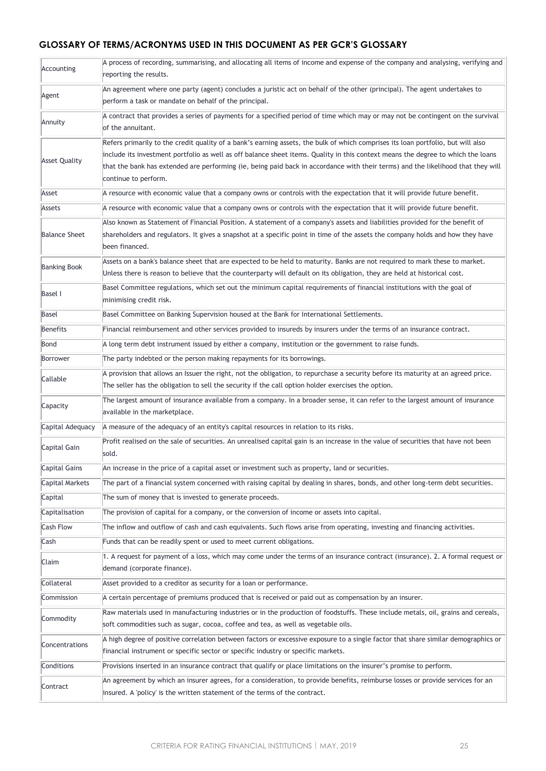## GLOSSARY OF TERMS/ACRONYMS USED IN THIS DOCUMENT AS PER GCR'S GLOSSARY

| | |
|---|---|
| Accounting | A process of recording, summarising, and allocating all items of income and expense of the company and analysing, verifying and reporting the results. |
| Agent | An agreement where one party (agent) concludes a juristic act on behalf of the other (principal). The agent undertakes to perform a task or mandate on behalf of the principal. |
| Annuity | A contract that provides a series of payments for a specified period of time which may or may not be contingent on the survival of the annuitant. |
| Asset Quality | Refers primarily to the credit quality of a bank's earning assets, the bulk of which comprises its loan portfolio, but will also include its investment portfolio as well as off balance sheet items. Quality in this context means the degree to which the loans that the bank has extended are performing (ie, being paid back in accordance with their terms) and the likelihood that they will continue to perform. |
| Asset | A resource with economic value that a company owns or controls with the expectation that it will provide future benefit. |
| Assets | A resource with economic value that a company owns or controls with the expectation that it will provide future benefit. |
| Balance Sheet | Also known as Statement of Financial Position. A statement of a company's assets and liabilities provided for the benefit of shareholders and regulators. It gives a snapshot at a specific point in time of the assets the company holds and how they have been financed. |
| Banking Book | Assets on a bank's balance sheet that are expected to be held to maturity. Banks are not required to mark these to market. Unless there is reason to believe that the counterparty will default on its obligation, they are held at historical cost. |
| Basel I | Basel Committee regulations, which set out the minimum capital requirements of financial institutions with the goal of minimising credit risk. |
| Basel | Basel Committee on Banking Supervision housed at the Bank for International Settlements. |
| Benefits | Financial reimbursement and other services provided to insureds by insurers under the terms of an insurance contract. |
| Bond | A long term debt instrument issued by either a company, institution or the government to raise funds. |
| Borrower | The party indebted or the person making repayments for its borrowings. |
| Callable | A provision that allows an Issuer the right, not the obligation, to repurchase a security before its maturity at an agreed price. The seller has the obligation to sell the security if the call option holder exercises the option. |
| Capacity | The largest amount of insurance available from a company. In a broader sense, it can refer to the largest amount of insurance available in the marketplace. |
| Capital Adequacy | A measure of the adequacy of an entity's capital resources in relation to its risks. |
| Capital Gain | Profit realised on the sale of securities. An unrealised capital gain is an increase in the value of securities that have not been sold. |
| Capital Gains | An increase in the price of a capital asset or investment such as property, land or securities. |
| Capital Markets | The part of a financial system concerned with raising capital by dealing in shares, bonds, and other long-term debt securities. |
| Capital | The sum of money that is invested to generate proceeds. |
| Capitalisation | The provision of capital for a company, or the conversion of income or assets into capital. |
| Cash Flow | The inflow and outflow of cash and cash equivalents. Such flows arise from operating, investing and financing activities. |
| Cash | Funds that can be readily spent or used to meet current obligations. |
| Claim | 1. A request for payment of a loss, which may come under the terms of an insurance contract (insurance). 2. A formal request or demand (corporate finance). |
| Collateral | Asset provided to a creditor as security for a loan or performance. |
| Commission | A certain percentage of premiums produced that is received or paid out as compensation by an insurer. |
| Commodity | Raw materials used in manufacturing industries or in the production of foodstuffs. These include metals, oil, grains and cereals, soft commodities such as sugar, cocoa, coffee and tea, as well as vegetable oils. |
| Concentrations | A high degree of positive correlation between factors or excessive exposure to a single factor that share similar demographics or financial instrument or specific sector or specific industry or specific markets. |
| Conditions | Provisions inserted in an insurance contract that qualify or place limitations on the insurer's promise to perform. |
| Contract | An agreement by which an insurer agrees, for a consideration, to provide benefits, reimburse losses or provide services for an insured. A 'policy' is the written statement of the terms of the contract. |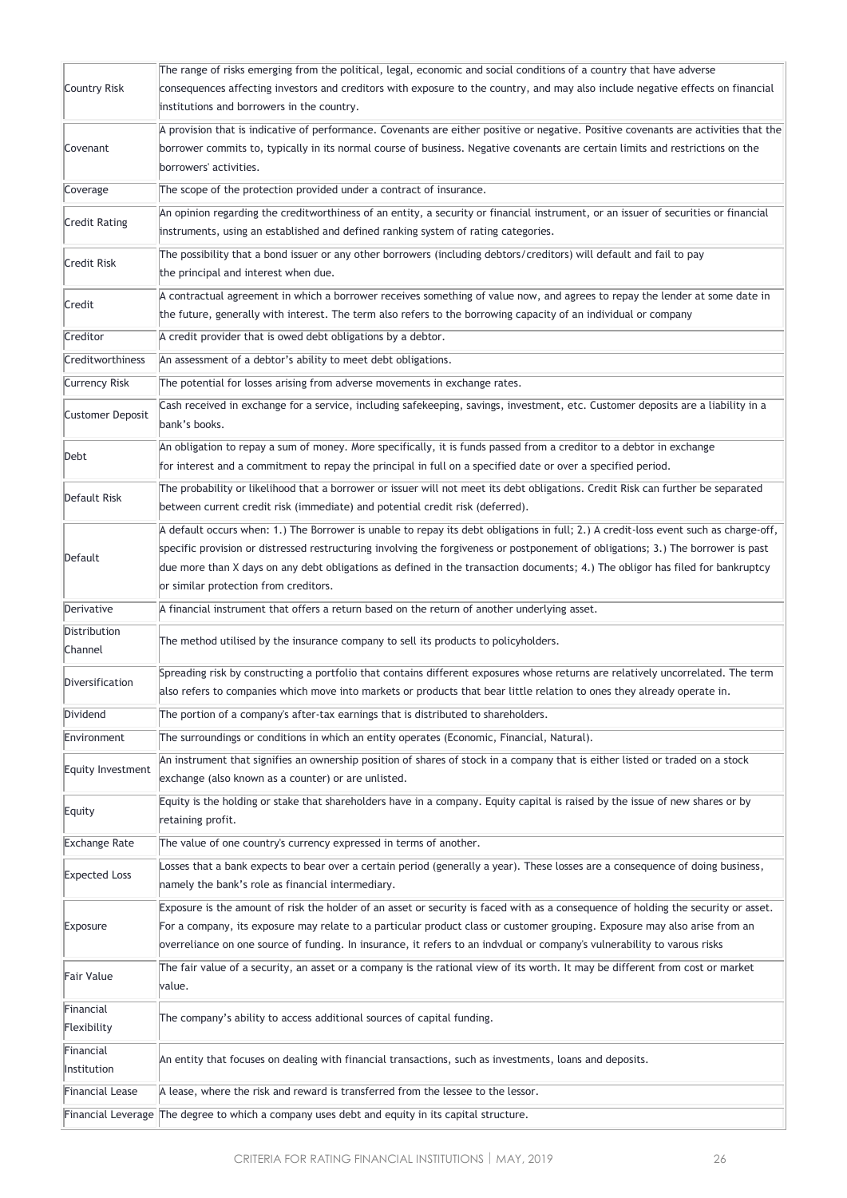| | |
|---|---|
| Country Risk | The range of risks emerging from the political, legal, economic and social conditions of a country that have adverse consequences affecting investors and creditors with exposure to the country, and may also include negative effects on financial institutions and borrowers in the country. |
| Covenant | A provision that is indicative of performance. Covenants are either positive or negative. Positive covenants are activities that the borrower commits to, typically in its normal course of business. Negative covenants are certain limits and restrictions on the borrowers' activities. |
| Coverage | The scope of the protection provided under a contract of insurance. |
| Credit Rating | An opinion regarding the creditworthiness of an entity, a security or financial instrument, or an issuer of securities or financial instruments, using an established and defined ranking system of rating categories. |
| Credit Risk | The possibility that a bond issuer or any other borrowers (including debtors/creditors) will default and fail to pay the principal and interest when due. |
| Credit | A contractual agreement in which a borrower receives something of value now, and agrees to repay the lender at some date in the future, generally with interest. The term also refers to the borrowing capacity of an individual or company |
| Creditor | A credit provider that is owed debt obligations by a debtor. |
| Creditworthiness | An assessment of a debtor's ability to meet debt obligations. |
| Currency Risk | The potential for losses arising from adverse movements in exchange rates. |
| Customer Deposit | Cash received in exchange for a service, including safekeeping, savings, investment, etc. Customer deposits are a liability in a bank's books. |
| Debt | An obligation to repay a sum of money. More specifically, it is funds passed from a creditor to a debtor in exchange for interest and a commitment to repay the principal in full on a specified date or over a specified period. |
| Default Risk | The probability or likelihood that a borrower or issuer will not meet its debt obligations. Credit Risk can further be separated between current credit risk (immediate) and potential credit risk (deferred). |
| Default | A default occurs when: 1.) The Borrower is unable to repay its debt obligations in full; 2.) A credit-loss event such as charge-off, specific provision or distressed restructuring involving the forgiveness or postponement of obligations; 3.) The borrower is past due more than X days on any debt obligations as defined in the transaction documents; 4.) The obligor has filed for bankruptcy or similar protection from creditors. |
| Derivative | A financial instrument that offers a return based on the return of another underlying asset. |
| Distribution Channel | The method utilised by the insurance company to sell its products to policyholders. |
| Diversification | Spreading risk by constructing a portfolio that contains different exposures whose returns are relatively uncorrelated. The term also refers to companies which move into markets or products that bear little relation to ones they already operate in. |
| Dividend | The portion of a company's after-tax earnings that is distributed to shareholders. |
| Environment | The surroundings or conditions in which an entity operates (Economic, Financial, Natural). |
| Equity Investment | An instrument that signifies an ownership position of shares of stock in a company that is either listed or traded on a stock exchange (also known as a counter) or are unlisted. |
| Equity | Equity is the holding or stake that shareholders have in a company. Equity capital is raised by the issue of new shares or by retaining profit. |
| Exchange Rate | The value of one country's currency expressed in terms of another. |
| Expected Loss | Losses that a bank expects to bear over a certain period (generally a year). These losses are a consequence of doing business, namely the bank's role as financial intermediary. |
| Exposure | Exposure is the amount of risk the holder of an asset or security is faced with as a consequence of holding the security or asset. For a company, its exposure may relate to a particular product class or customer grouping. Exposure may also arise from an overreliance on one source of funding. In insurance, it refers to an indvdual or company's vulnerability to varous risks |
| Fair Value | The fair value of a security, an asset or a company is the rational view of its worth. It may be different from cost or market value. |
| Financial Flexibility | The company's ability to access additional sources of capital funding. |
| Financial Institution | An entity that focuses on dealing with financial transactions, such as investments, loans and deposits. |
| Financial Lease | A lease, where the risk and reward is transferred from the lessee to the lessor. |
| Financial Leverage | The degree to which a company uses debt and equity in its capital structure. |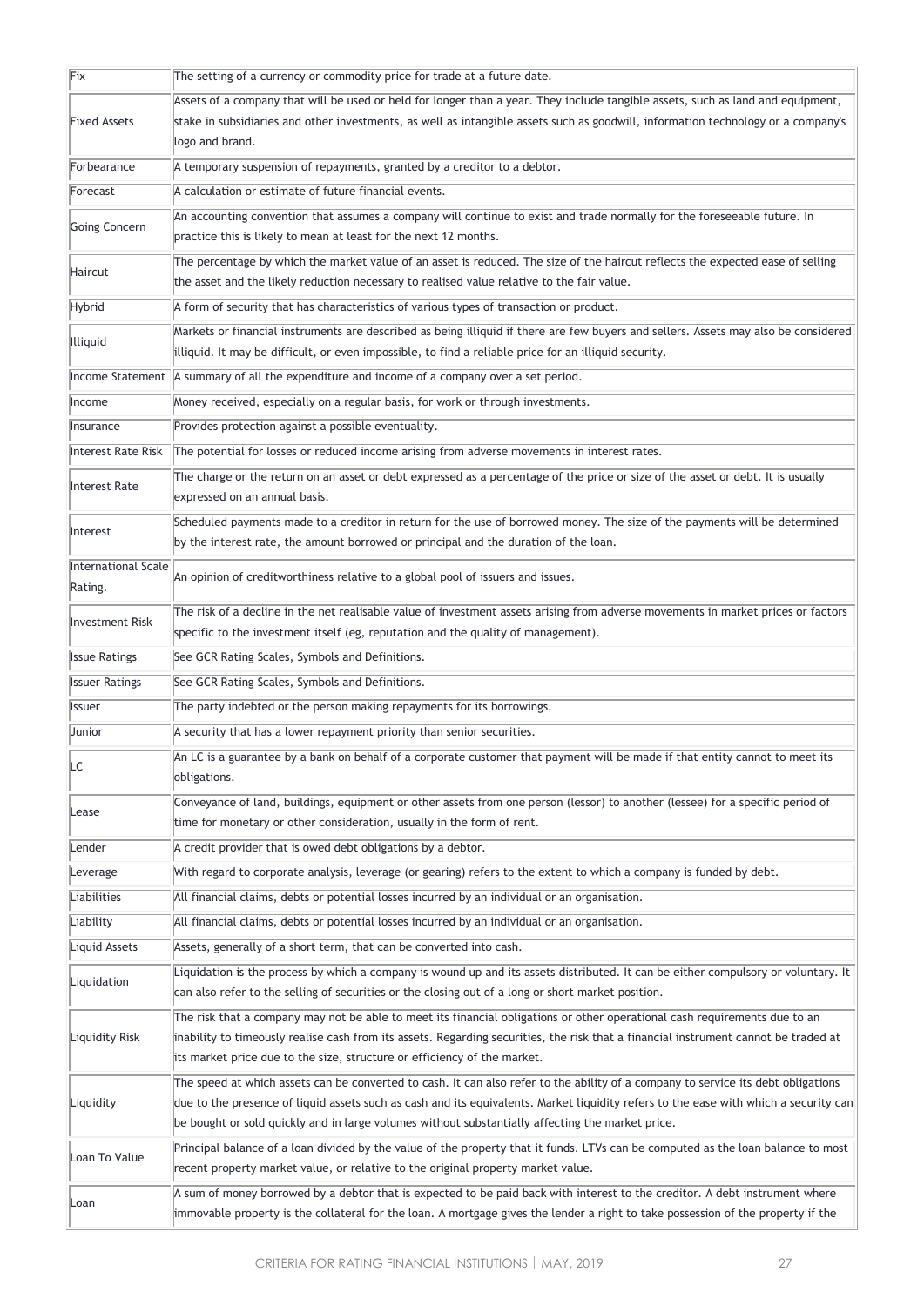| | |
|---|---|
| Fix | The setting of a currency or commodity price for trade at a future date. |
| Fixed Assets | Assets of a company that will be used or held for longer than a year. They include tangible assets, such as land and equipment, stake in subsidiaries and other investments, as well as intangible assets such as goodwill, information technology or a company's logo and brand. |
| Forbearance | A temporary suspension of repayments, granted by a creditor to a debtor. |
| Forecast | A calculation or estimate of future financial events. |
| Going Concern | An accounting convention that assumes a company will continue to exist and trade normally for the foreseeable future. In practice this is likely to mean at least for the next 12 months. |
| Haircut | The percentage by which the market value of an asset is reduced. The size of the haircut reflects the expected ease of selling the asset and the likely reduction necessary to realised value relative to the fair value. |
| Hybrid | A form of security that has characteristics of various types of transaction or product. |
| Illiquid | Markets or financial instruments are described as being illiquid if there are few buyers and sellers. Assets may also be considered illiquid. It may be difficult, or even impossible, to find a reliable price for an illiquid security. |
| Income Statement | A summary of all the expenditure and income of a company over a set period. |
| Income | Money received, especially on a regular basis, for work or through investments. |
| Insurance | Provides protection against a possible eventuality. |
| Interest Rate Risk | The potential for losses or reduced income arising from adverse movements in interest rates. |
| Interest Rate | The charge or the return on an asset or debt expressed as a percentage of the price or size of the asset or debt. It is usually expressed on an annual basis. |
| Interest | Scheduled payments made to a creditor in return for the use of borrowed money. The size of the payments will be determined by the interest rate, the amount borrowed or principal and the duration of the loan. |
| International Scale Rating. | An opinion of creditworthiness relative to a global pool of issuers and issues. |
| Investment Risk | The risk of a decline in the net realisable value of investment assets arising from adverse movements in market prices or factors specific to the investment itself (eg, reputation and the quality of management). |
| Issue Ratings | See GCR Rating Scales, Symbols and Definitions. |
| Issuer Ratings | See GCR Rating Scales, Symbols and Definitions. |
| Issuer | The party indebted or the person making repayments for its borrowings. |
| Junior | A security that has a lower repayment priority than senior securities. |
| LC | An LC is a guarantee by a bank on behalf of a corporate customer that payment will be made if that entity cannot to meet its obligations. |
| Lease | Conveyance of land, buildings, equipment or other assets from one person (lessor) to another (lessee) for a specific period of time for monetary or other consideration, usually in the form of rent. |
| Lender | A credit provider that is owed debt obligations by a debtor. |
| Leverage | With regard to corporate analysis, leverage (or gearing) refers to the extent to which a company is funded by debt. |
| Liabilities | All financial claims, debts or potential losses incurred by an individual or an organisation. |
| Liability | All financial claims, debts or potential losses incurred by an individual or an organisation. |
| Liquid Assets | Assets, generally of a short term, that can be converted into cash. |
| Liquidation | Liquidation is the process by which a company is wound up and its assets distributed. It can be either compulsory or voluntary. It can also refer to the selling of securities or the closing out of a long or short market position. |
| Liquidity Risk | The risk that a company may not be able to meet its financial obligations or other operational cash requirements due to an inability to timeously realise cash from its assets. Regarding securities, the risk that a financial instrument cannot be traded at its market price due to the size, structure or efficiency of the market. |
| Liquidity | The speed at which assets can be converted to cash. It can also refer to the ability of a company to service its debt obligations due to the presence of liquid assets such as cash and its equivalents. Market liquidity refers to the ease with which a security can be bought or sold quickly and in large volumes without substantially affecting the market price. |
| Loan To Value | Principal balance of a loan divided by the value of the property that it funds. LTVs can be computed as the loan balance to most recent property market value, or relative to the original property market value. |
| Loan | A sum of money borrowed by a debtor that is expected to be paid back with interest to the creditor. A debt instrument where immovable property is the collateral for the loan. A mortgage gives the lender a right to take possession of the property if the |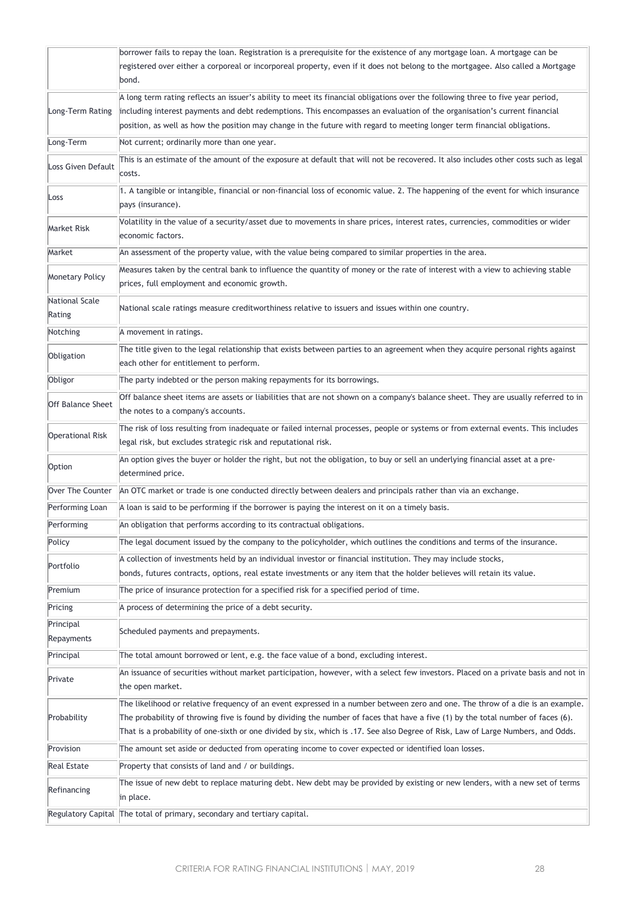| | |
|---|---|
| | borrower fails to repay the loan. Registration is a prerequisite for the existence of any mortgage loan. A mortgage can be registered over either a corporeal or incorporeal property, even if it does not belong to the mortgagee. Also called a Mortgage bond. |
| Long-Term Rating | A long term rating reflects an issuer's ability to meet its financial obligations over the following three to five year period, including interest payments and debt redemptions. This encompasses an evaluation of the organisation's current financial position, as well as how the position may change in the future with regard to meeting longer term financial obligations. |
| Long-Term | Not current; ordinarily more than one year. |
| Loss Given Default | This is an estimate of the amount of the exposure at default that will not be recovered. It also includes other costs such as legal costs. |
| Loss | 1. A tangible or intangible, financial or non-financial loss of economic value. 2. The happening of the event for which insurance pays (insurance). |
| Market Risk | Volatility in the value of a security/asset due to movements in share prices, interest rates, currencies, commodities or wider economic factors. |
| Market | An assessment of the property value, with the value being compared to similar properties in the area. |
| Monetary Policy | Measures taken by the central bank to influence the quantity of money or the rate of interest with a view to achieving stable prices, full employment and economic growth. |
| National Scale Rating | National scale ratings measure creditworthiness relative to issuers and issues within one country. |
| Notching | A movement in ratings. |
| Obligation | The title given to the legal relationship that exists between parties to an agreement when they acquire personal rights against each other for entitlement to perform. |
| Obligor | The party indebted or the person making repayments for its borrowings. |
| Off Balance Sheet | Off balance sheet items are assets or liabilities that are not shown on a company's balance sheet. They are usually referred to in the notes to a company's accounts. |
| Operational Risk | The risk of loss resulting from inadequate or failed internal processes, people or systems or from external events. This includes legal risk, but excludes strategic risk and reputational risk. |
| Option | An option gives the buyer or holder the right, but not the obligation, to buy or sell an underlying financial asset at a pre-determined price. |
| Over The Counter | An OTC market or trade is one conducted directly between dealers and principals rather than via an exchange. |
| Performing Loan | A loan is said to be performing if the borrower is paying the interest on it on a timely basis. |
| Performing | An obligation that performs according to its contractual obligations. |
| Policy | The legal document issued by the company to the policyholder, which outlines the conditions and terms of the insurance. |
| Portfolio | A collection of investments held by an individual investor or financial institution. They may include stocks, bonds, futures contracts, options, real estate investments or any item that the holder believes will retain its value. |
| Premium | The price of insurance protection for a specified risk for a specified period of time. |
| Pricing | A process of determining the price of a debt security. |
| Principal Repayments | Scheduled payments and prepayments. |
| Principal | The total amount borrowed or lent, e.g. the face value of a bond, excluding interest. |
| Private | An issuance of securities without market participation, however, with a select few investors. Placed on a private basis and not in the open market. |
| Probability | The likelihood or relative frequency of an event expressed in a number between zero and one. The throw of a die is an example. The probability of throwing five is found by dividing the number of faces that have a five (1) by the total number of faces (6). That is a probability of one-sixth or one divided by six, which is .17. See also Degree of Risk, Law of Large Numbers, and Odds. |
| Provision | The amount set aside or deducted from operating income to cover expected or identified loan losses. |
| Real Estate | Property that consists of land and / or buildings. |
| Refinancing | The issue of new debt to replace maturing debt. New debt may be provided by existing or new lenders, with a new set of terms in place. |
| Regulatory Capital | The total of primary, secondary and tertiary capital. |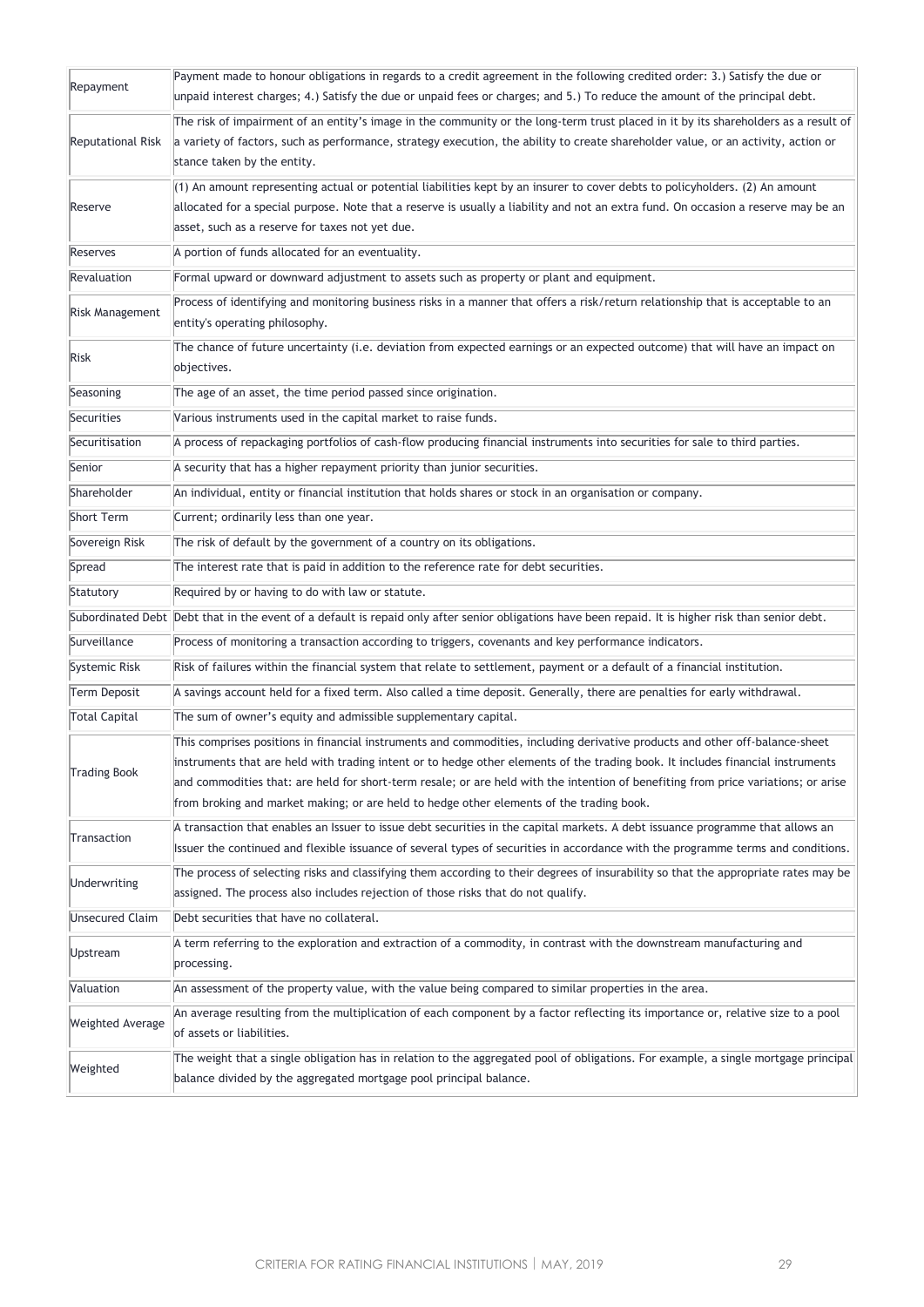| | |
|---|---|
| Repayment | Payment made to honour obligations in regards to a credit agreement in the following credited order: 3.) Satisfy the due or unpaid interest charges; 4.) Satisfy the due or unpaid fees or charges; and 5.) To reduce the amount of the principal debt. |
| Reputational Risk | The risk of impairment of an entity's image in the community or the long-term trust placed in it by its shareholders as a result of a variety of factors, such as performance, strategy execution, the ability to create shareholder value, or an activity, action or stance taken by the entity. |
| Reserve | (1) An amount representing actual or potential liabilities kept by an insurer to cover debts to policyholders. (2) An amount allocated for a special purpose. Note that a reserve is usually a liability and not an extra fund. On occasion a reserve may be an asset, such as a reserve for taxes not yet due. |
| Reserves | A portion of funds allocated for an eventuality. |
| Revaluation | Formal upward or downward adjustment to assets such as property or plant and equipment. |
| Risk Management | Process of identifying and monitoring business risks in a manner that offers a risk/return relationship that is acceptable to an entity's operating philosophy. |
| Risk | The chance of future uncertainty (i.e. deviation from expected earnings or an expected outcome) that will have an impact on objectives. |
| Seasoning | The age of an asset, the time period passed since origination. |
| Securities | Various instruments used in the capital market to raise funds. |
| Securitisation | A process of repackaging portfolios of cash-flow producing financial instruments into securities for sale to third parties. |
| Senior | A security that has a higher repayment priority than junior securities. |
| Shareholder | An individual, entity or financial institution that holds shares or stock in an organisation or company. |
| Short Term | Current; ordinarily less than one year. |
| Sovereign Risk | The risk of default by the government of a country on its obligations. |
| Spread | The interest rate that is paid in addition to the reference rate for debt securities. |
| Statutory | Required by or having to do with law or statute. |
| Subordinated Debt | Debt that in the event of a default is repaid only after senior obligations have been repaid. It is higher risk than senior debt. |
| Surveillance | Process of monitoring a transaction according to triggers, covenants and key performance indicators. |
| Systemic Risk | Risk of failures within the financial system that relate to settlement, payment or a default of a financial institution. |
| Term Deposit | A savings account held for a fixed term. Also called a time deposit. Generally, there are penalties for early withdrawal. |
| Total Capital | The sum of owner's equity and admissible supplementary capital. |
| Trading Book | This comprises positions in financial instruments and commodities, including derivative products and other off-balance-sheet instruments that are held with trading intent or to hedge other elements of the trading book. It includes financial instruments and commodities that: are held for short-term resale; or are held with the intention of benefiting from price variations; or arise from broking and market making; or are held to hedge other elements of the trading book. |
| Transaction | A transaction that enables an Issuer to issue debt securities in the capital markets. A debt issuance programme that allows an Issuer the continued and flexible issuance of several types of securities in accordance with the programme terms and conditions. |
| Underwriting | The process of selecting risks and classifying them according to their degrees of insurability so that the appropriate rates may be assigned. The process also includes rejection of those risks that do not qualify. |
| Unsecured Claim | Debt securities that have no collateral. |
| Upstream | A term referring to the exploration and extraction of a commodity, in contrast with the downstream manufacturing and processing. |
| Valuation | An assessment of the property value, with the value being compared to similar properties in the area. |
| Weighted Average | An average resulting from the multiplication of each component by a factor reflecting its importance or, relative size to a pool of assets or liabilities. |
| Weighted | The weight that a single obligation has in relation to the aggregated pool of obligations. For example, a single mortgage principal balance divided by the aggregated mortgage pool principal balance. |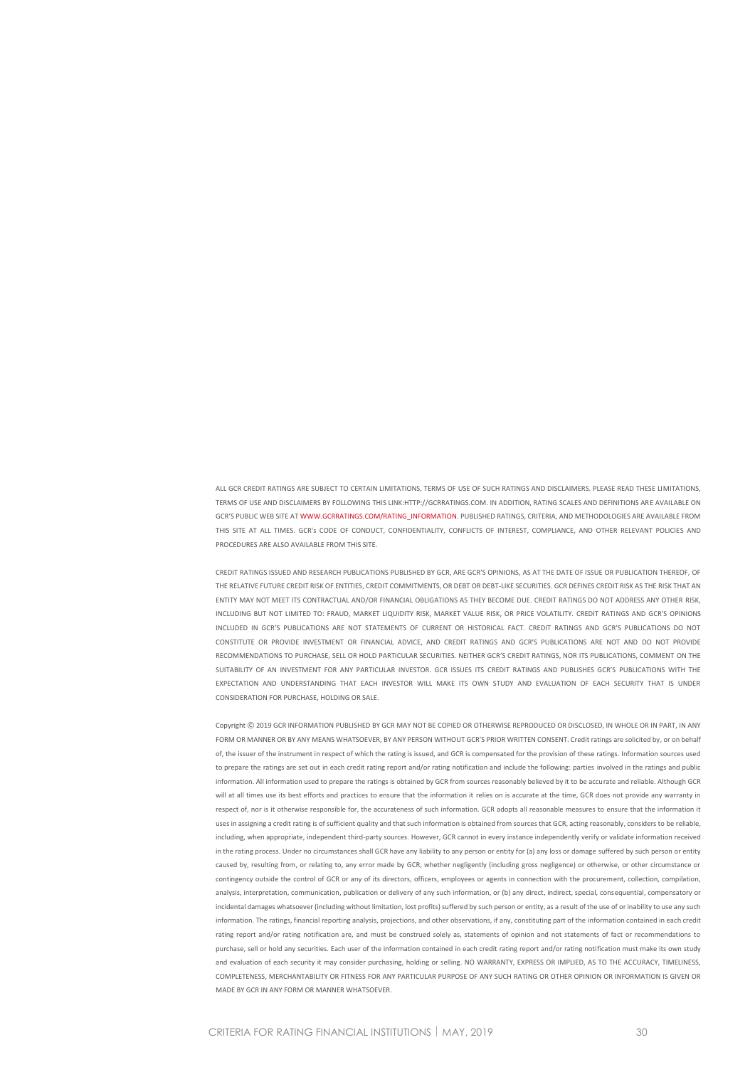ALL GCR CREDIT RATINGS ARE SUBJECT TO CERTAIN LIMITATIONS, TERMS OF USE OF SUCH RATINGS AND DISCLAIMERS. PLEASE READ THESE LIMITATIONS, TERMS OF USE AND DISCLAIMERS BY FOLLOWING THIS LINK:HTTP://GCRRATINGS.COM. IN ADDITION, RATING SCALES AND DEFINITIONS ARE AVAILABLE ON GCR'S PUBLIC WEB SITE AT WWW.GCRRATINGS.COM/RATING_INFORMATION. PUBLISHED RATINGS, CRITERIA, AND METHODOLOGIES ARE AVAILABLE FROM THIS SITE AT ALL TIMES. GCR's CODE OF CONDUCT, CONFIDENTIALITY, CONFLICTS OF INTEREST, COMPLIANCE, AND OTHER RELEVANT POLICIES AND PROCEDURES ARE ALSO AVAILABLE FROM THIS SITE.

CREDIT RATINGS ISSUED AND RESEARCH PUBLICATIONS PUBLISHED BY GCR, ARE GCR'S OPINIONS, AS AT THE DATE OF ISSUE OR PUBLICATION THEREOF, OF THE RELATIVE FUTURE CREDIT RISK OF ENTITIES, CREDIT COMMITMENTS, OR DEBT OR DEBT-LIKE SECURITIES. GCR DEFINES CREDIT RISK AS THE RISK THAT AN ENTITY MAY NOT MEET ITS CONTRACTUAL AND/OR FINANCIAL OBLIGATIONS AS THEY BECOME DUE. CREDIT RATINGS DO NOT ADDRESS ANY OTHER RISK, INCLUDING BUT NOT LIMITED TO: FRAUD, MARKET LIQUIDITY RISK, MARKET VALUE RISK, OR PRICE VOLATILITY. CREDIT RATINGS AND GCR'S OPINIONS INCLUDED IN GCR'S PUBLICATIONS ARE NOT STATEMENTS OF CURRENT OR HISTORICAL FACT. CREDIT RATINGS AND GCR'S PUBLICATIONS DO NOT CONSTITUTE OR PROVIDE INVESTMENT OR FINANCIAL ADVICE, AND CREDIT RATINGS AND GCR'S PUBLICATIONS ARE NOT AND DO NOT PROVIDE RECOMMENDATIONS TO PURCHASE, SELL OR HOLD PARTICULAR SECURITIES. NEITHER GCR'S CREDIT RATINGS, NOR ITS PUBLICATIONS, COMMENT ON THE SUITABILITY OF AN INVESTMENT FOR ANY PARTICULAR INVESTOR. GCR ISSUES ITS CREDIT RATINGS AND PUBLISHES GCR'S PUBLICATIONS WITH THE EXPECTATION AND UNDERSTANDING THAT EACH INVESTOR WILL MAKE ITS OWN STUDY AND EVALUATION OF EACH SECURITY THAT IS UNDER CONSIDERATION FOR PURCHASE, HOLDING OR SALE.

Copyright © 2019 GCR INFORMATION PUBLISHED BY GCR MAY NOT BE COPIED OR OTHERWISE REPRODUCED OR DISCLOSED, IN WHOLE OR IN PART, IN ANY FORM OR MANNER OR BY ANY MEANS WHATSOEVER, BY ANY PERSON WITHOUT GCR'S PRIOR WRITTEN CONSENT. Credit ratings are solicited by, or on behalf of, the issuer of the instrument in respect of which the rating is issued, and GCR is compensated for the provision of these ratings. Information sources used to prepare the ratings are set out in each credit rating report and/or rating notification and include the following: parties involved in the ratings and public information. All information used to prepare the ratings is obtained by GCR from sources reasonably believed by it to be accurate and reliable. Although GCR will at all times use its best efforts and practices to ensure that the information it relies on is accurate at the time, GCR does not provide any warranty in respect of, nor is it otherwise responsible for, the accurateness of such information. GCR adopts all reasonable measures to ensure that the information it uses in assigning a credit rating is of sufficient quality and that such information is obtained from sources that GCR, acting reasonably, considers to be reliable, including, when appropriate, independent third-party sources. However, GCR cannot in every instance independently verify or validate information received in the rating process. Under no circumstances shall GCR have any liability to any person or entity for (a) any loss or damage suffered by such person or entity caused by, resulting from, or relating to, any error made by GCR, whether negligently (including gross negligence) or otherwise, or other circumstance or contingency outside the control of GCR or any of its directors, officers, employees or agents in connection with the procurement, collection, compilation, analysis, interpretation, communication, publication or delivery of any such information, or (b) any direct, indirect, special, consequential, compensatory or incidental damages whatsoever (including without limitation, lost profits) suffered by such person or entity, as a result of the use of or inability to use any such information. The ratings, financial reporting analysis, projections, and other observations, if any, constituting part of the information contained in each credit rating report and/or rating notification are, and must be construed solely as, statements of opinion and not statements of fact or recommendations to purchase, sell or hold any securities. Each user of the information contained in each credit rating report and/or rating notification must make its own study and evaluation of each security it may consider purchasing, holding or selling. NO WARRANTY, EXPRESS OR IMPLIED, AS TO THE ACCURACY, TIMELINESS, COMPLETENESS, MERCHANTABILITY OR FITNESS FOR ANY PARTICULAR PURPOSE OF ANY SUCH RATING OR OTHER OPINION OR INFORMATION IS GIVEN OR MADE BY GCR IN ANY FORM OR MANNER WHATSOEVER.